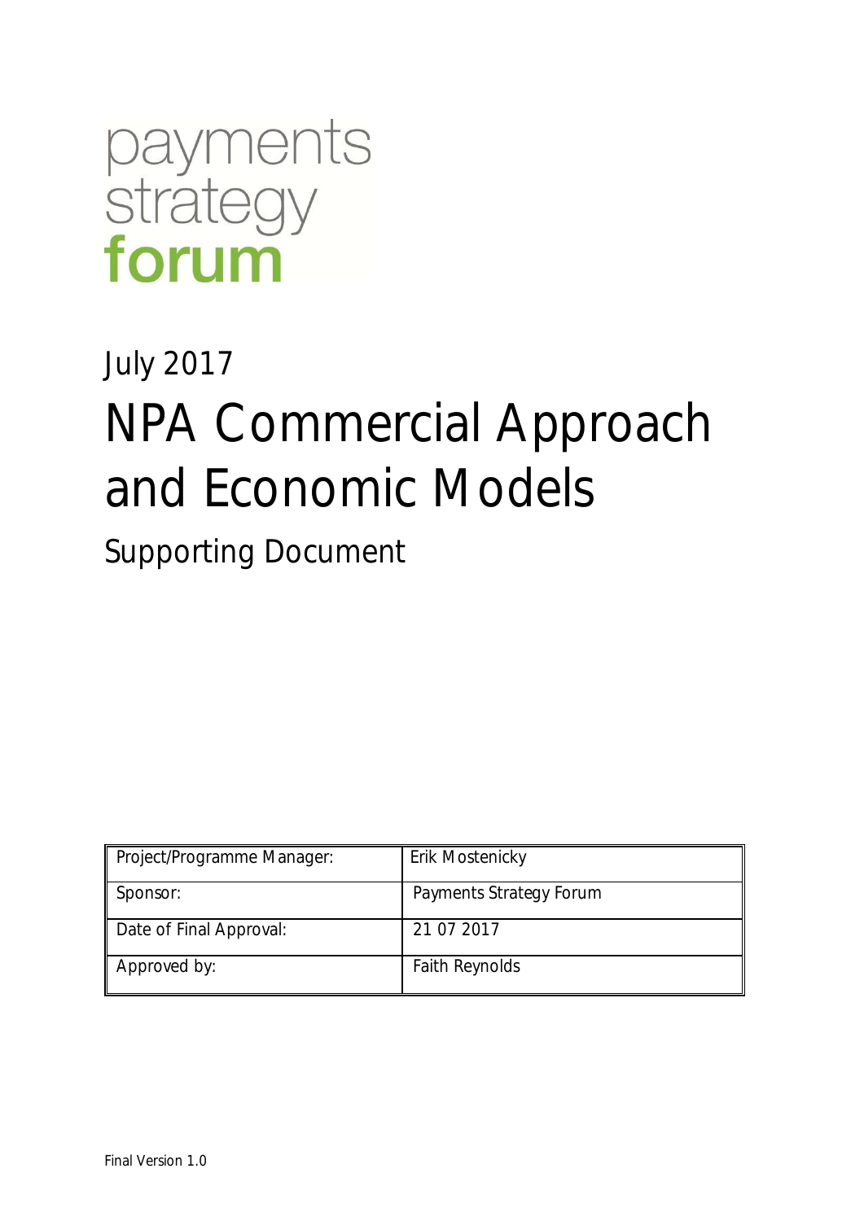payments
strategy
**forum**

July 2017

# NPA Commercial Approach and Economic Models

## Supporting Document

| Project/Programme Manager: | Erik Mostenicky |
|---|---|
| Sponsor: | Payments Strategy Forum |
| Date of Final Approval: | 21 07 2017 |
| Approved by: | Faith Reynolds |

Final Version 1.0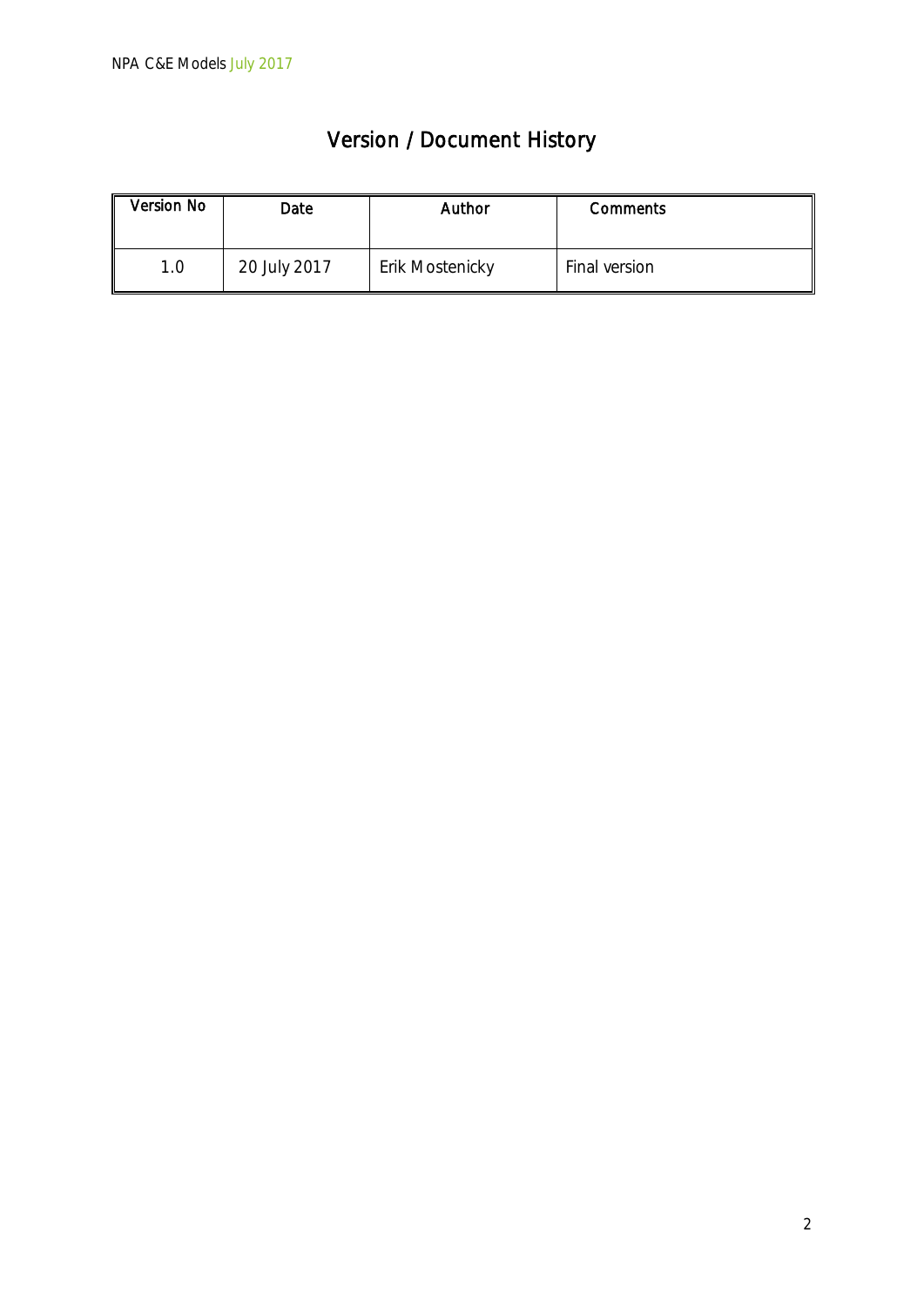# Version / Document History

| Version No | Date | Author | Comments |
| --- | --- | --- | --- |
| 1.0 | 20 July 2017 | Erik Mostenicky | Final version |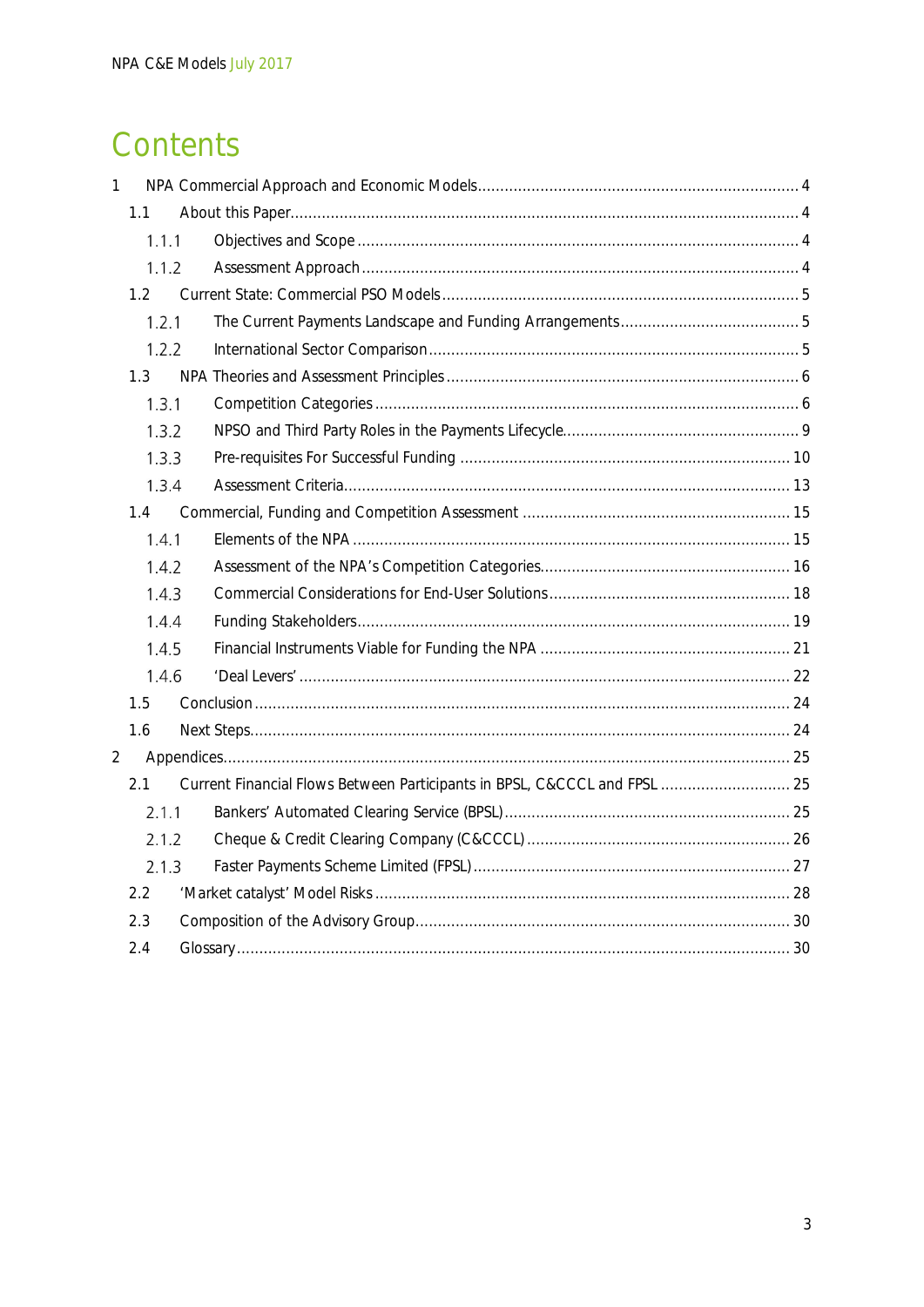# Contents

1 NPA Commercial Approach and Economic Models ........ 4
  1.1 About this Paper ........ 4
    1.1.1 Objectives and Scope ........ 4
    1.1.2 Assessment Approach ........ 4
  1.2 Current State: Commercial PSO Models ........ 5
    1.2.1 The Current Payments Landscape and Funding Arrangements ........ 5
    1.2.2 International Sector Comparison ........ 5
  1.3 NPA Theories and Assessment Principles ........ 6
    1.3.1 Competition Categories ........ 6
    1.3.2 NPSO and Third Party Roles in the Payments Lifecycle ........ 9
    1.3.3 Pre-requisites For Successful Funding ........ 10
    1.3.4 Assessment Criteria ........ 13
  1.4 Commercial, Funding and Competition Assessment ........ 15
    1.4.1 Elements of the NPA ........ 15
    1.4.2 Assessment of the NPA's Competition Categories ........ 16
    1.4.3 Commercial Considerations for End-User Solutions ........ 18
    1.4.4 Funding Stakeholders ........ 19
    1.4.5 Financial Instruments Viable for Funding the NPA ........ 21
    1.4.6 'Deal Levers' ........ 22
  1.5 Conclusion ........ 24
  1.6 Next Steps ........ 24
2 Appendices ........ 25
  2.1 Current Financial Flows Between Participants in BPSL, C&CCCL and FPSL ........ 25
    2.1.1 Bankers' Automated Clearing Service (BPSL) ........ 25
    2.1.2 Cheque & Credit Clearing Company (C&CCCL) ........ 26
    2.1.3 Faster Payments Scheme Limited (FPSL) ........ 27
  2.2 'Market catalyst' Model Risks ........ 28
  2.3 Composition of the Advisory Group ........ 30
  2.4 Glossary ........ 30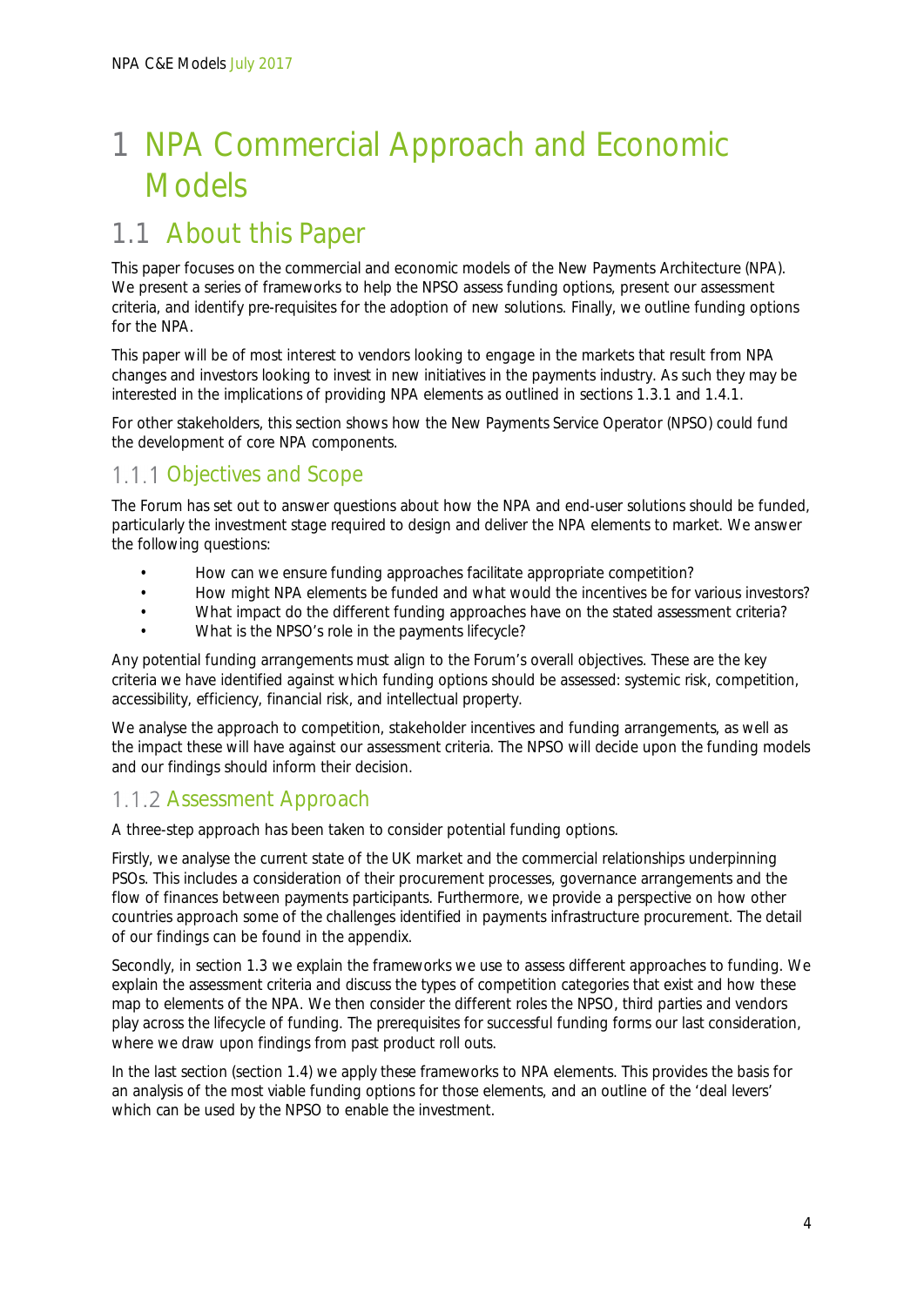# 1 NPA Commercial Approach and Economic Models

## 1.1 About this Paper

This paper focuses on the commercial and economic models of the New Payments Architecture (NPA). We present a series of frameworks to help the NPSO assess funding options, present our assessment criteria, and identify pre-requisites for the adoption of new solutions. Finally, we outline funding options for the NPA.

This paper will be of most interest to vendors looking to engage in the markets that result from NPA changes and investors looking to invest in new initiatives in the payments industry. As such they may be interested in the implications of providing NPA elements as outlined in sections 1.3.1 and 1.4.1.

For other stakeholders, this section shows how the New Payments Service Operator (NPSO) could fund the development of core NPA components.

### 1.1.1 Objectives and Scope

The Forum has set out to answer questions about how the NPA and end-user solutions should be funded, particularly the investment stage required to design and deliver the NPA elements to market. We answer the following questions:

- How can we ensure funding approaches facilitate appropriate competition?
- How might NPA elements be funded and what would the incentives be for various investors?
- What impact do the different funding approaches have on the stated assessment criteria?
- What is the NPSO's role in the payments lifecycle?

Any potential funding arrangements must align to the Forum's overall objectives. These are the key criteria we have identified against which funding options should be assessed: systemic risk, competition, accessibility, efficiency, financial risk, and intellectual property.

We analyse the approach to competition, stakeholder incentives and funding arrangements, as well as the impact these will have against our assessment criteria. The NPSO will decide upon the funding models and our findings should inform their decision.

### 1.1.2 Assessment Approach

A three-step approach has been taken to consider potential funding options.

Firstly, we analyse the current state of the UK market and the commercial relationships underpinning PSOs. This includes a consideration of their procurement processes, governance arrangements and the flow of finances between payments participants. Furthermore, we provide a perspective on how other countries approach some of the challenges identified in payments infrastructure procurement. The detail of our findings can be found in the appendix.

Secondly, in section 1.3 we explain the frameworks we use to assess different approaches to funding. We explain the assessment criteria and discuss the types of competition categories that exist and how these map to elements of the NPA. We then consider the different roles the NPSO, third parties and vendors play across the lifecycle of funding. The prerequisites for successful funding forms our last consideration, where we draw upon findings from past product roll outs.

In the last section (section 1.4) we apply these frameworks to NPA elements. This provides the basis for an analysis of the most viable funding options for those elements, and an outline of the 'deal levers' which can be used by the NPSO to enable the investment.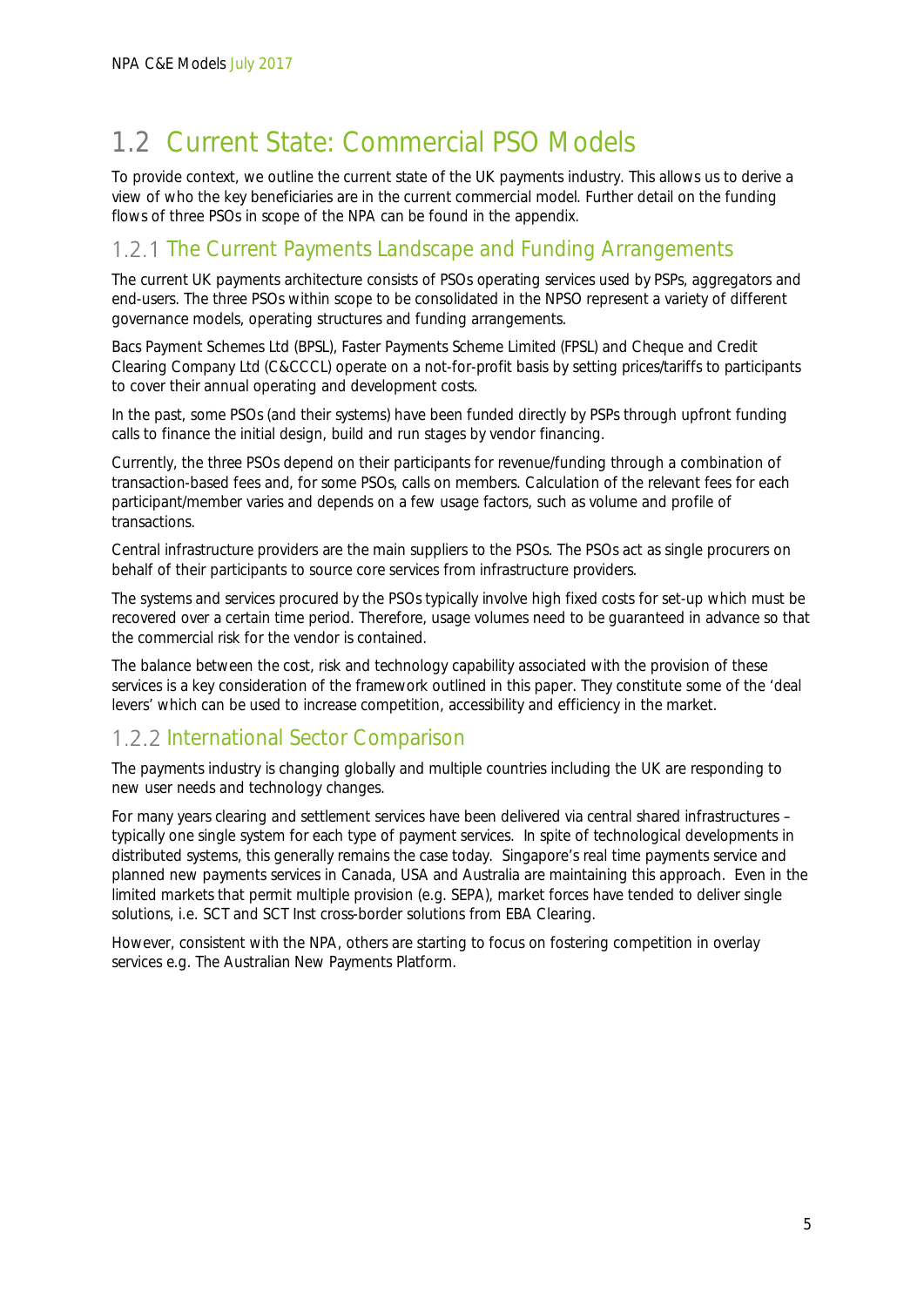## 1.2 Current State: Commercial PSO Models

To provide context, we outline the current state of the UK payments industry. This allows us to derive a view of who the key beneficiaries are in the current commercial model. Further detail on the funding flows of three PSOs in scope of the NPA can be found in the appendix.

### 1.2.1 The Current Payments Landscape and Funding Arrangements

The current UK payments architecture consists of PSOs operating services used by PSPs, aggregators and end-users. The three PSOs within scope to be consolidated in the NPSO represent a variety of different governance models, operating structures and funding arrangements.

Bacs Payment Schemes Ltd (BPSL), Faster Payments Scheme Limited (FPSL) and Cheque and Credit Clearing Company Ltd (C&CCCL) operate on a not-for-profit basis by setting prices/tariffs to participants to cover their annual operating and development costs.

In the past, some PSOs (and their systems) have been funded directly by PSPs through upfront funding calls to finance the initial design, build and run stages by vendor financing.

Currently, the three PSOs depend on their participants for revenue/funding through a combination of transaction-based fees and, for some PSOs, calls on members. Calculation of the relevant fees for each participant/member varies and depends on a few usage factors, such as volume and profile of transactions.

Central infrastructure providers are the main suppliers to the PSOs. The PSOs act as single procurers on behalf of their participants to source core services from infrastructure providers.

The systems and services procured by the PSOs typically involve high fixed costs for set-up which must be recovered over a certain time period. Therefore, usage volumes need to be guaranteed in advance so that the commercial risk for the vendor is contained.

The balance between the cost, risk and technology capability associated with the provision of these services is a key consideration of the framework outlined in this paper. They constitute some of the 'deal levers' which can be used to increase competition, accessibility and efficiency in the market.

### 1.2.2 International Sector Comparison

The payments industry is changing globally and multiple countries including the UK are responding to new user needs and technology changes.

For many years clearing and settlement services have been delivered via central shared infrastructures – typically one single system for each type of payment services. In spite of technological developments in distributed systems, this generally remains the case today. Singapore's real time payments service and planned new payments services in Canada, USA and Australia are maintaining this approach. Even in the limited markets that permit multiple provision (e.g. SEPA), market forces have tended to deliver single solutions, i.e. SCT and SCT Inst cross-border solutions from EBA Clearing.

However, consistent with the NPA, others are starting to focus on fostering competition in overlay services e.g. The Australian New Payments Platform.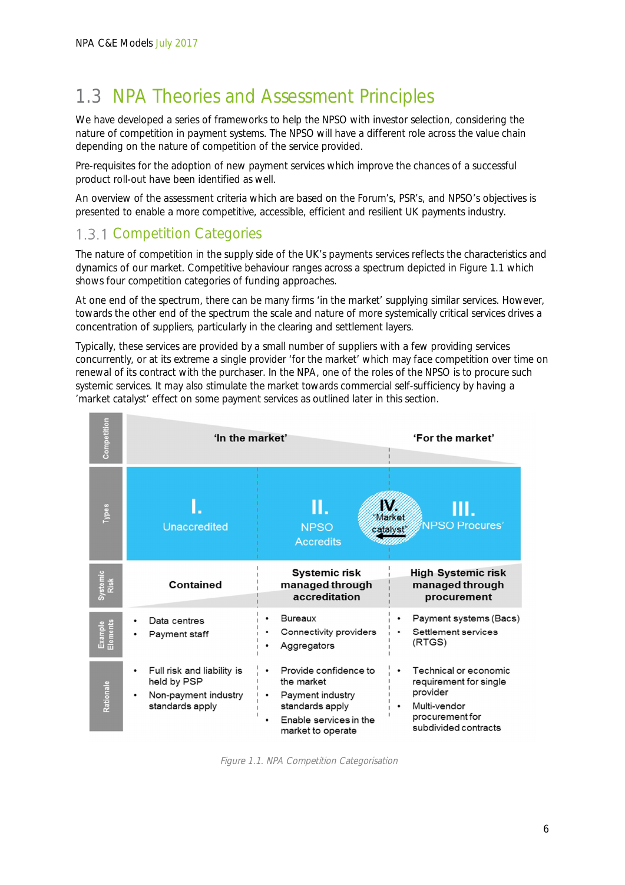## 1.3 NPA Theories and Assessment Principles

We have developed a series of frameworks to help the NPSO with investor selection, considering the nature of competition in payment systems. The NPSO will have a different role across the value chain depending on the nature of competition of the service provided.

Pre-requisites for the adoption of new payment services which improve the chances of a successful product roll-out have been identified as well.

An overview of the assessment criteria which are based on the Forum's, PSR's, and NPSO's objectives is presented to enable a more competitive, accessible, efficient and resilient UK payments industry.

### 1.3.1 Competition Categories

The nature of competition in the supply side of the UK's payments services reflects the characteristics and dynamics of our market. Competitive behaviour ranges across a spectrum depicted in Figure 1.1 which shows four competition categories of funding approaches.

At one end of the spectrum, there can be many firms 'in the market' supplying similar services. However, towards the other end of the spectrum the scale and nature of more systemically critical services drives a concentration of suppliers, particularly in the clearing and settlement layers.

Typically, these services are provided by a small number of suppliers with a few providing services concurrently, or at its extreme a single provider 'for the market' which may face competition over time on renewal of its contract with the purchaser. In the NPA, one of the roles of the NPSO is to procure such systemic services. It may also stimulate the market towards commercial self-sufficiency by having a 'market catalyst' effect on some payment services as outlined later in this section.

| | | | |
|---|---|---|---|
| **Competition** | **'In the market'** | | **'For the market'** |
| **Types** | I. Unaccredited | II. NPSO Accredits / IV. "Market catalyst" | III. 'NPSO Procures' |
| **Systemic Risk** | **Contained** | **Systemic risk managed through accreditation** | **High Systemic risk managed through procurement** |
| **Example Elements** | • Data centres<br>• Payment staff | • Bureaux<br>• Connectivity providers<br>• Aggregators | • Payment systems (Bacs)<br>• Settlement services (RTGS) |
| **Rationale** | • Full risk and liability is held by PSP<br>• Non-payment industry standards apply | • Provide confidence to the market<br>• Payment industry standards apply<br>• Enable services in the market to operate | • Technical or economic requirement for single provider<br>• Multi-vendor procurement for subdivided contracts |

*Figure 1.1. NPA Competition Categorisation*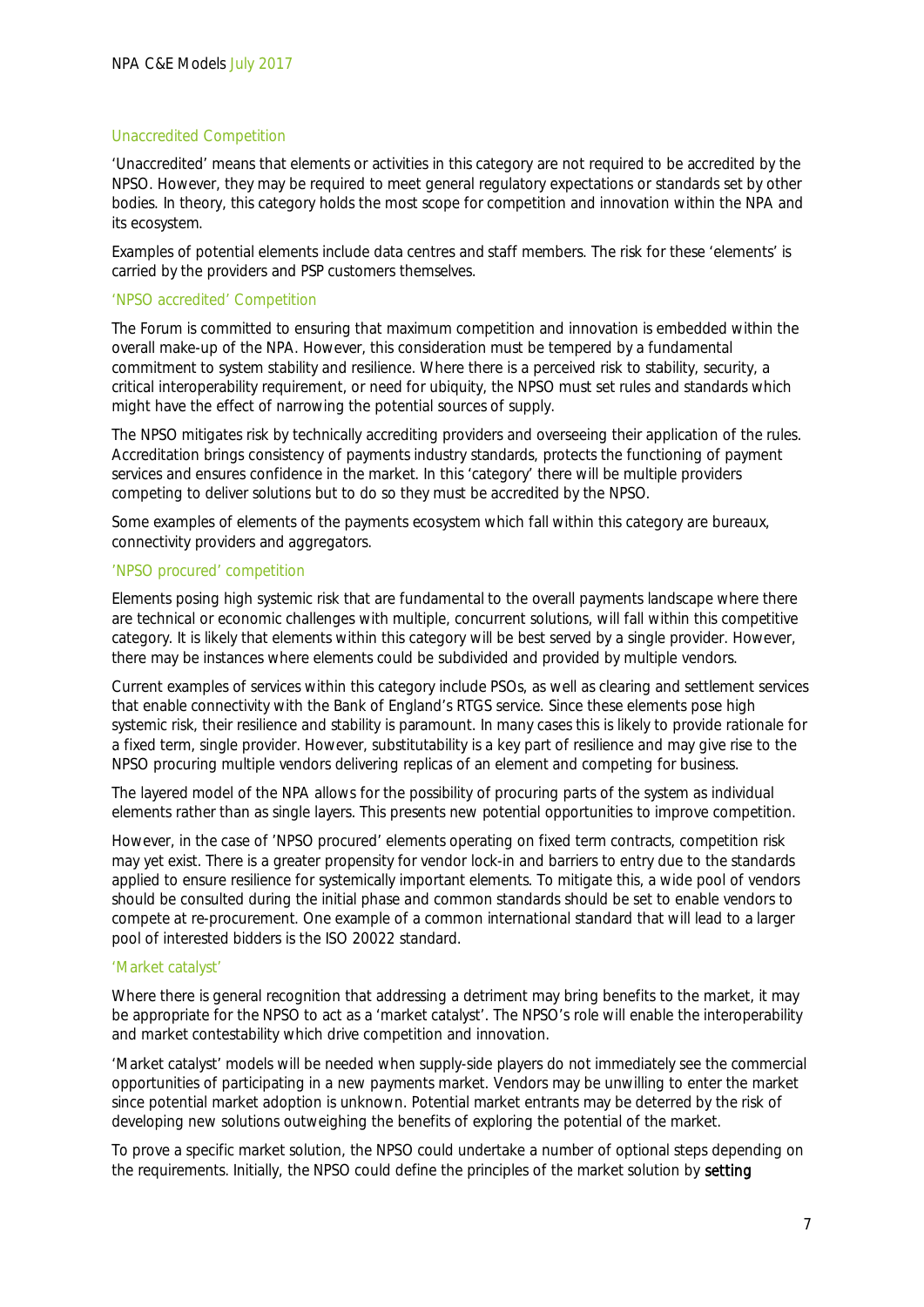### Unaccredited Competition

'Unaccredited' means that elements or activities in this category are not required to be accredited by the NPSO. However, they may be required to meet general regulatory expectations or standards set by other bodies. In theory, this category holds the most scope for competition and innovation within the NPA and its ecosystem.

Examples of potential elements include data centres and staff members. The risk for these 'elements' is carried by the providers and PSP customers themselves.

### 'NPSO accredited' Competition

The Forum is committed to ensuring that maximum competition and innovation is embedded within the overall make-up of the NPA. However, this consideration must be tempered by a fundamental commitment to system stability and resilience. Where there is a perceived risk to stability, security, a critical interoperability requirement, or need for ubiquity, the NPSO must set rules and standards which might have the effect of narrowing the potential sources of supply.

The NPSO mitigates risk by technically accrediting providers and overseeing their application of the rules. Accreditation brings consistency of payments industry standards, protects the functioning of payment services and ensures confidence in the market. In this 'category' there will be multiple providers competing to deliver solutions but to do so they must be accredited by the NPSO.

Some examples of elements of the payments ecosystem which fall within this category are bureaux, connectivity providers and aggregators.

### 'NPSO procured' competition

Elements posing high systemic risk that are fundamental to the overall payments landscape where there are technical or economic challenges with multiple, concurrent solutions, will fall within this competitive category. It is likely that elements within this category will be best served by a single provider. However, there may be instances where elements could be subdivided and provided by multiple vendors.

Current examples of services within this category include PSOs, as well as clearing and settlement services that enable connectivity with the Bank of England's RTGS service. Since these elements pose high systemic risk, their resilience and stability is paramount. In many cases this is likely to provide rationale for a fixed term, single provider. However, substitutability is a key part of resilience and may give rise to the NPSO procuring multiple vendors delivering replicas of an element and competing for business.

The layered model of the NPA allows for the possibility of procuring parts of the system as individual elements rather than as single layers. This presents new potential opportunities to improve competition.

However, in the case of 'NPSO procured' elements operating on fixed term contracts, competition risk may yet exist. There is a greater propensity for vendor lock-in and barriers to entry due to the standards applied to ensure resilience for systemically important elements. To mitigate this, a wide pool of vendors should be consulted during the initial phase and common standards should be set to enable vendors to compete at re-procurement. One example of a common international standard that will lead to a larger pool of interested bidders is the ISO 20022 standard.

### 'Market catalyst'

Where there is general recognition that addressing a detriment may bring benefits to the market, it may be appropriate for the NPSO to act as a 'market catalyst'. The NPSO's role will enable the interoperability and market contestability which drive competition and innovation.

'Market catalyst' models will be needed when supply-side players do not immediately see the commercial opportunities of participating in a new payments market. Vendors may be unwilling to enter the market since potential market adoption is unknown. Potential market entrants may be deterred by the risk of developing new solutions outweighing the benefits of exploring the potential of the market.

To prove a specific market solution, the NPSO could undertake a number of optional steps depending on the requirements. Initially, the NPSO could define the principles of the market solution by setting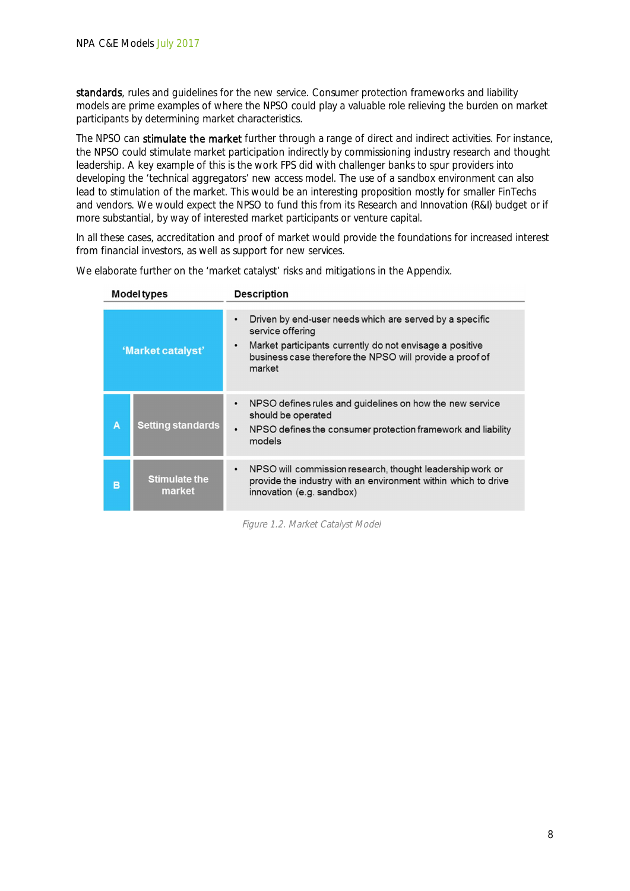**standards**, rules and guidelines for the new service. Consumer protection frameworks and liability models are prime examples of where the NPSO could play a valuable role relieving the burden on market participants by determining market characteristics.

The NPSO can **stimulate the market** further through a range of direct and indirect activities. For instance, the NPSO could stimulate market participation indirectly by commissioning industry research and thought leadership. A key example of this is the work FPS did with challenger banks to spur providers into developing the 'technical aggregators' new access model. The use of a sandbox environment can also lead to stimulation of the market. This would be an interesting proposition mostly for smaller FinTechs and vendors. We would expect the NPSO to fund this from its Research and Innovation (R&I) budget or if more substantial, by way of interested market participants or venture capital.

In all these cases, accreditation and proof of market would provide the foundations for increased interest from financial investors, as well as support for new services.

We elaborate further on the 'market catalyst' risks and mitigations in the Appendix.

| Model types | | Description |
|---|---|---|
| 'Market catalyst' | | • Driven by end-user needs which are served by a specific service offering<br>• Market participants currently do not envisage a positive business case therefore the NPSO will provide a proof of market |
| A | Setting standards | • NPSO defines rules and guidelines on how the new service should be operated<br>• NPSO defines the consumer protection framework and liability models |
| B | Stimulate the market | • NPSO will commission research, thought leadership work or provide the industry with an environment within which to drive innovation (e.g. sandbox) |

*Figure 1.2. Market Catalyst Model*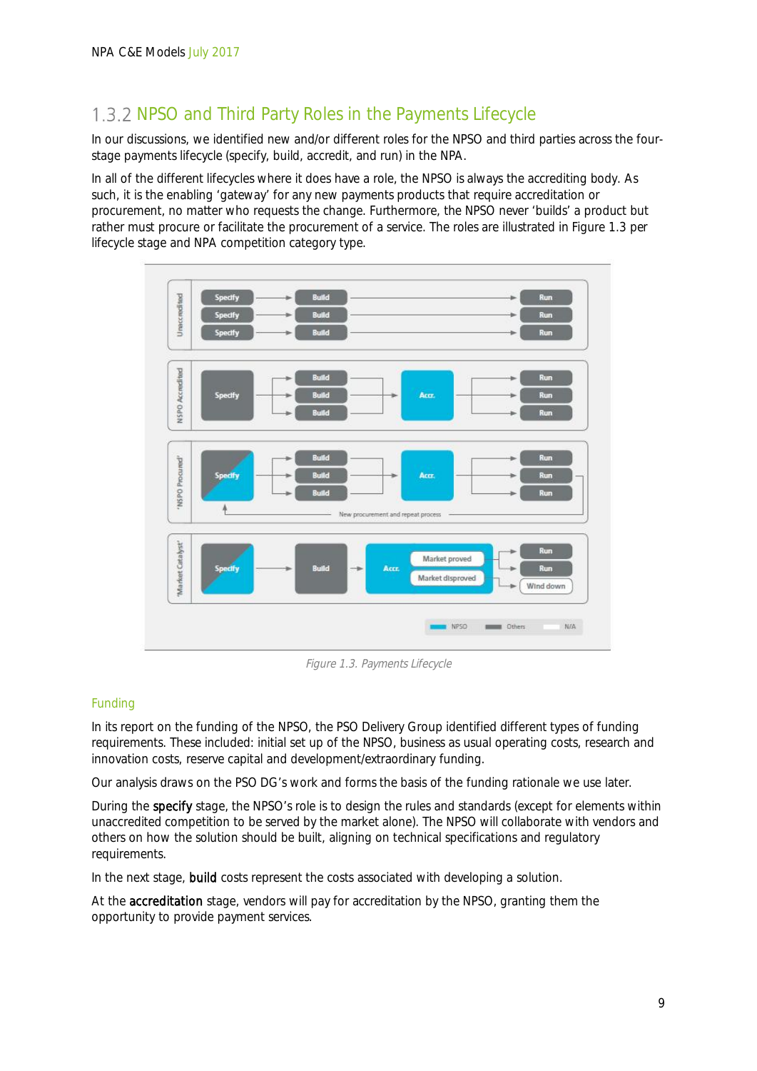### 1.3.2 NPSO and Third Party Roles in the Payments Lifecycle

In our discussions, we identified new and/or different roles for the NPSO and third parties across the four-stage payments lifecycle (specify, build, accredit, and run) in the NPA.

In all of the different lifecycles where it does have a role, the NPSO is always the accrediting body. As such, it is the enabling ‘gateway’ for any new payments products that require accreditation or procurement, no matter who requests the change. Furthermore, the NPSO never ‘builds’ a product but rather must procure or facilitate the procurement of a service. The roles are illustrated in Figure 1.3 per lifecycle stage and NPA competition category type.

*Figure 1.3. Payments Lifecycle*

#### Funding

In its report on the funding of the NPSO, the PSO Delivery Group identified different types of funding requirements. These included: initial set up of the NPSO, business as usual operating costs, research and innovation costs, reserve capital and development/extraordinary funding.

Our analysis draws on the PSO DG’s work and forms the basis of the funding rationale we use later.

During the **specify** stage, the NPSO’s role is to design the rules and standards (except for elements within unaccredited competition to be served by the market alone). The NPSO will collaborate with vendors and others on how the solution should be built, aligning on technical specifications and regulatory requirements.

In the next stage, **build** costs represent the costs associated with developing a solution.

At the **accreditation** stage, vendors will pay for accreditation by the NPSO, granting them the opportunity to provide payment services.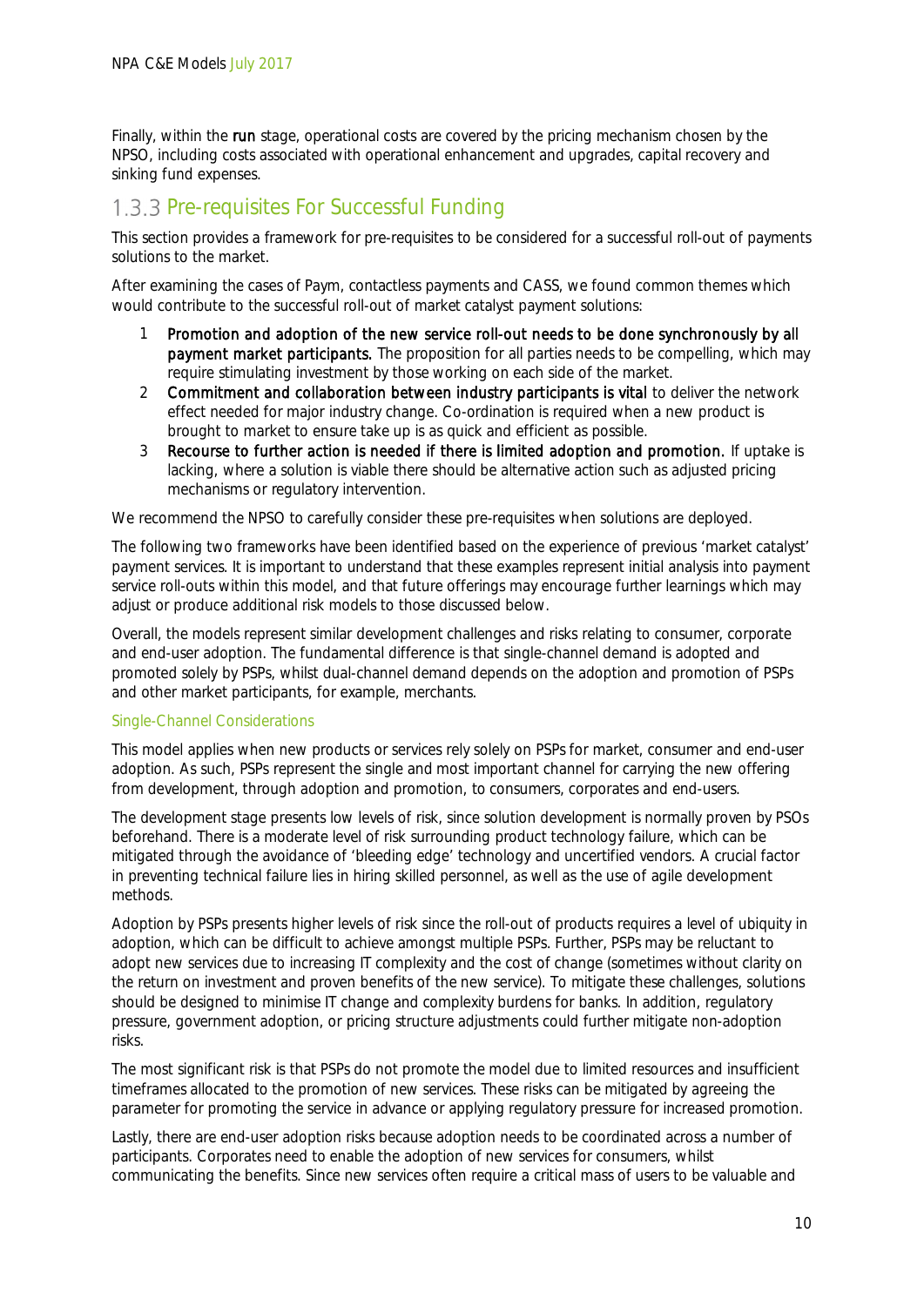Finally, within the **run** stage, operational costs are covered by the pricing mechanism chosen by the NPSO, including costs associated with operational enhancement and upgrades, capital recovery and sinking fund expenses.

### 1.3.3 Pre-requisites For Successful Funding

This section provides a framework for pre-requisites to be considered for a successful roll-out of payments solutions to the market.

After examining the cases of Paym, contactless payments and CASS, we found common themes which would contribute to the successful roll-out of market catalyst payment solutions:

1. **Promotion and adoption of the new service roll-out needs to be done synchronously by all payment market participants.** The proposition for all parties needs to be compelling, which may require stimulating investment by those working on each side of the market.
2. **Commitment and collaboration between industry participants is vital** to deliver the network effect needed for major industry change. Co-ordination is required when a new product is brought to market to ensure take up is as quick and efficient as possible.
3. **Recourse to further action is needed if there is limited adoption and promotion.** If uptake is lacking, where a solution is viable there should be alternative action such as adjusted pricing mechanisms or regulatory intervention.

We recommend the NPSO to carefully consider these pre-requisites when solutions are deployed.

The following two frameworks have been identified based on the experience of previous 'market catalyst' payment services. It is important to understand that these examples represent initial analysis into payment service roll-outs within this model, and that future offerings may encourage further learnings which may adjust or produce additional risk models to those discussed below.

Overall, the models represent similar development challenges and risks relating to consumer, corporate and end-user adoption. The fundamental difference is that single-channel demand is adopted and promoted solely by PSPs, whilst dual-channel demand depends on the adoption and promotion of PSPs and other market participants, for example, merchants.

#### Single-Channel Considerations

This model applies when new products or services rely solely on PSPs for market, consumer and end-user adoption. As such, PSPs represent the single and most important channel for carrying the new offering from development, through adoption and promotion, to consumers, corporates and end-users.

The development stage presents low levels of risk, since solution development is normally proven by PSOs beforehand. There is a moderate level of risk surrounding product technology failure, which can be mitigated through the avoidance of 'bleeding edge' technology and uncertified vendors. A crucial factor in preventing technical failure lies in hiring skilled personnel, as well as the use of agile development methods.

Adoption by PSPs presents higher levels of risk since the roll-out of products requires a level of ubiquity in adoption, which can be difficult to achieve amongst multiple PSPs. Further, PSPs may be reluctant to adopt new services due to increasing IT complexity and the cost of change (sometimes without clarity on the return on investment and proven benefits of the new service). To mitigate these challenges, solutions should be designed to minimise IT change and complexity burdens for banks. In addition, regulatory pressure, government adoption, or pricing structure adjustments could further mitigate non-adoption risks.

The most significant risk is that PSPs do not promote the model due to limited resources and insufficient timeframes allocated to the promotion of new services. These risks can be mitigated by agreeing the parameter for promoting the service in advance or applying regulatory pressure for increased promotion.

Lastly, there are end-user adoption risks because adoption needs to be coordinated across a number of participants. Corporates need to enable the adoption of new services for consumers, whilst communicating the benefits. Since new services often require a critical mass of users to be valuable and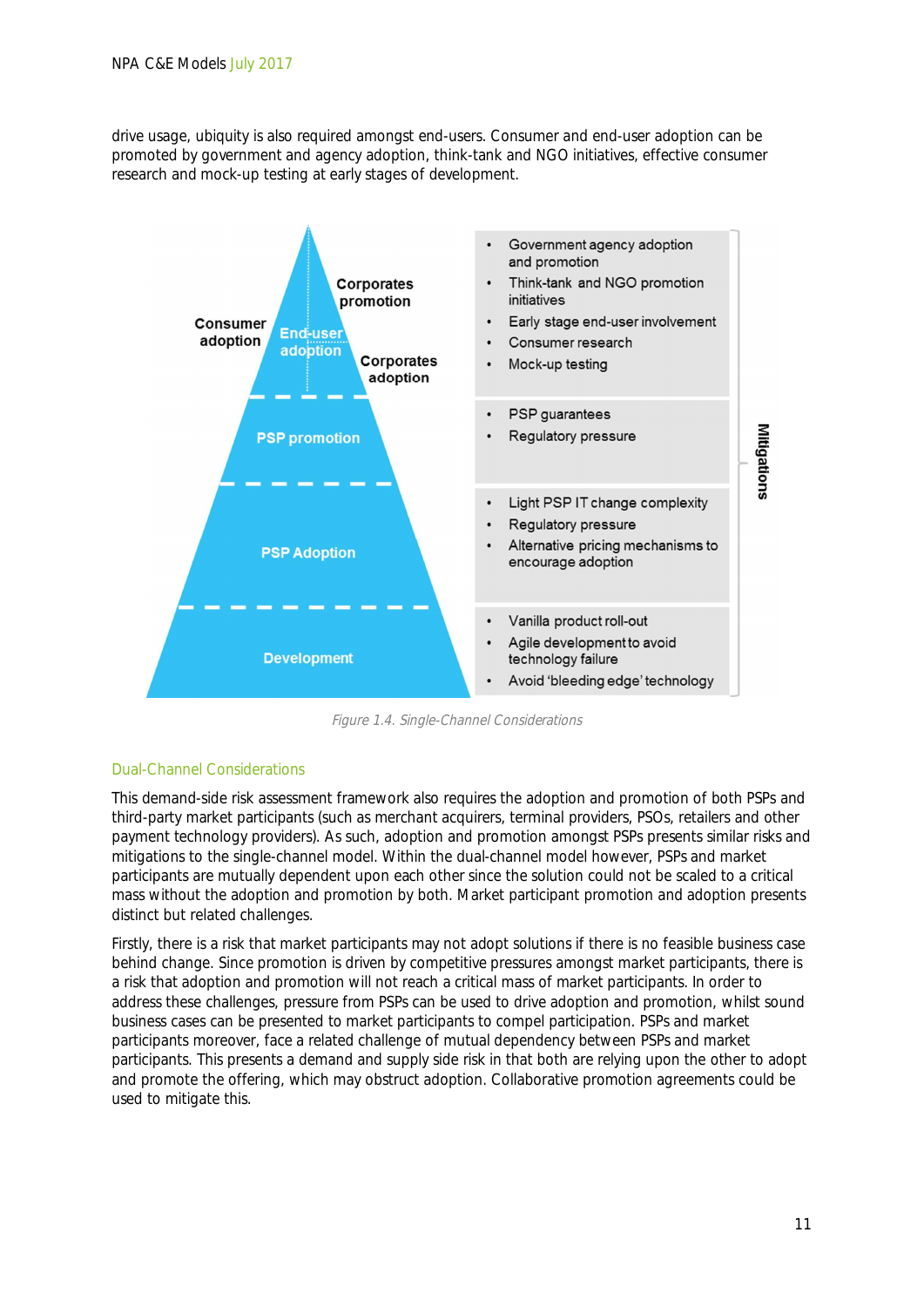drive usage, ubiquity is also required amongst end-users. Consumer and end-user adoption can be promoted by government and agency adoption, think-tank and NGO initiatives, effective consumer research and mock-up testing at early stages of development.

| Pyramid layer | Mitigations |
| --- | --- |
| Consumer adoption / End-user adoption / Corporates promotion / Corporates adoption | • Government agency adoption and promotion<br>• Think-tank and NGO promotion initiatives<br>• Early stage end-user involvement<br>• Consumer research<br>• Mock-up testing |
| PSP promotion | • PSP guarantees<br>• Regulatory pressure |
| PSP Adoption | • Light PSP IT change complexity<br>• Regulatory pressure<br>• Alternative pricing mechanisms to encourage adoption |
| Development | • Vanilla product roll-out<br>• Agile development to avoid technology failure<br>• Avoid 'bleeding edge' technology |

*Figure 1.4. Single-Channel Considerations*

## Dual-Channel Considerations

This demand-side risk assessment framework also requires the adoption and promotion of both PSPs and third-party market participants (such as merchant acquirers, terminal providers, PSOs, retailers and other payment technology providers). As such, adoption and promotion amongst PSPs presents similar risks and mitigations to the single-channel model. Within the dual-channel model however, PSPs and market participants are mutually dependent upon each other since the solution could not be scaled to a critical mass without the adoption and promotion by both. Market participant promotion and adoption presents distinct but related challenges.

Firstly, there is a risk that market participants may not adopt solutions if there is no feasible business case behind change. Since promotion is driven by competitive pressures amongst market participants, there is a risk that adoption and promotion will not reach a critical mass of market participants. In order to address these challenges, pressure from PSPs can be used to drive adoption and promotion, whilst sound business cases can be presented to market participants to compel participation. PSPs and market participants moreover, face a related challenge of mutual dependency between PSPs and market participants. This presents a demand and supply side risk in that both are relying upon the other to adopt and promote the offering, which may obstruct adoption. Collaborative promotion agreements could be used to mitigate this.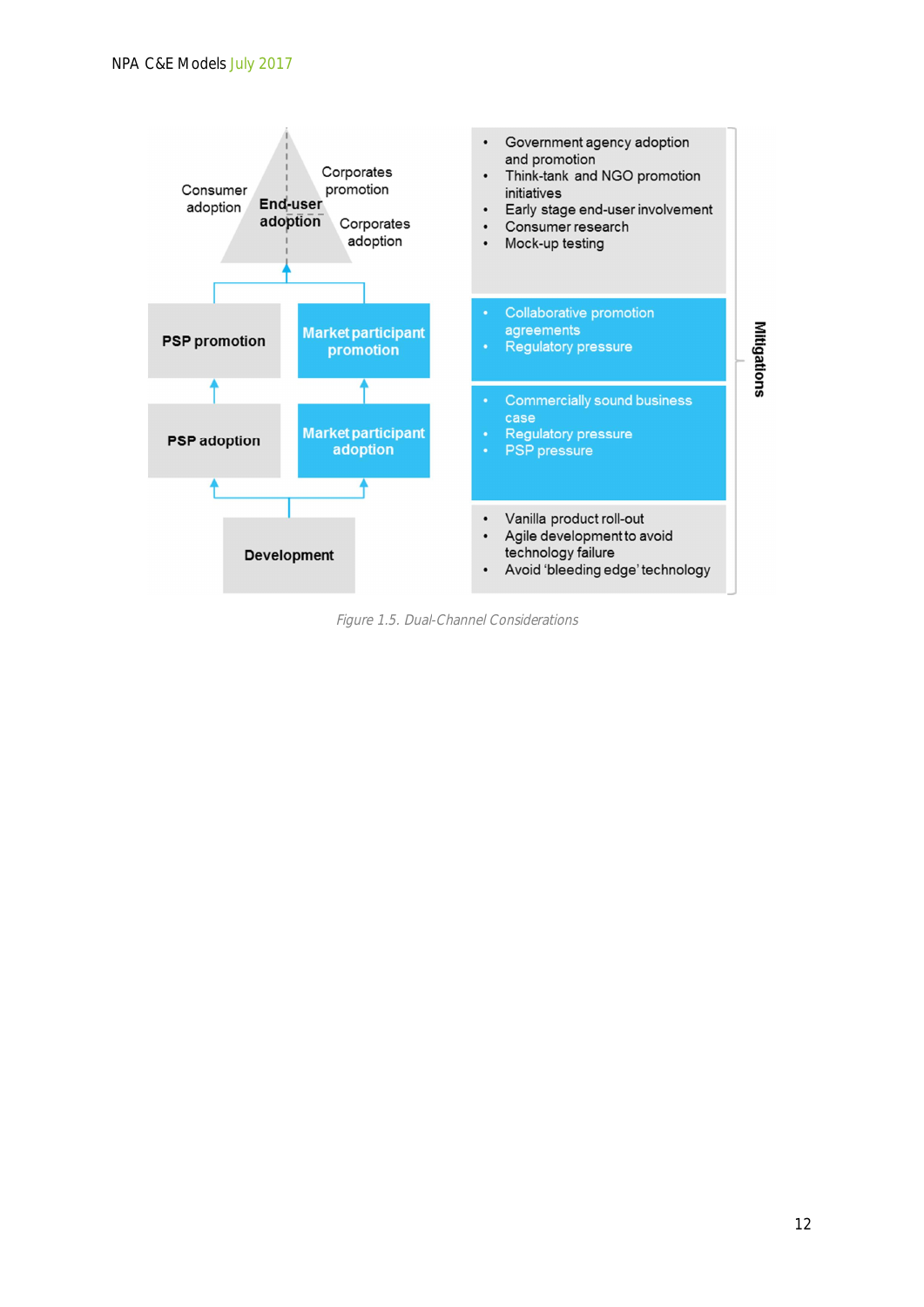| Stage | Mitigations |
| --- | --- |
| End-user adoption (Consumer adoption; Corporates promotion; Corporates adoption) | • Government agency adoption and promotion<br>• Think-tank and NGO promotion initiatives<br>• Early stage end-user involvement<br>• Consumer research<br>• Mock-up testing |
| PSP promotion / Market participant promotion | • Collaborative promotion agreements<br>• Regulatory pressure |
| PSP adoption / Market participant adoption | • Commercially sound business case<br>• Regulatory pressure<br>• PSP pressure |
| Development | • Vanilla product roll-out<br>• Agile development to avoid technology failure<br>• Avoid 'bleeding edge' technology |

*Figure 1.5. Dual-Channel Considerations*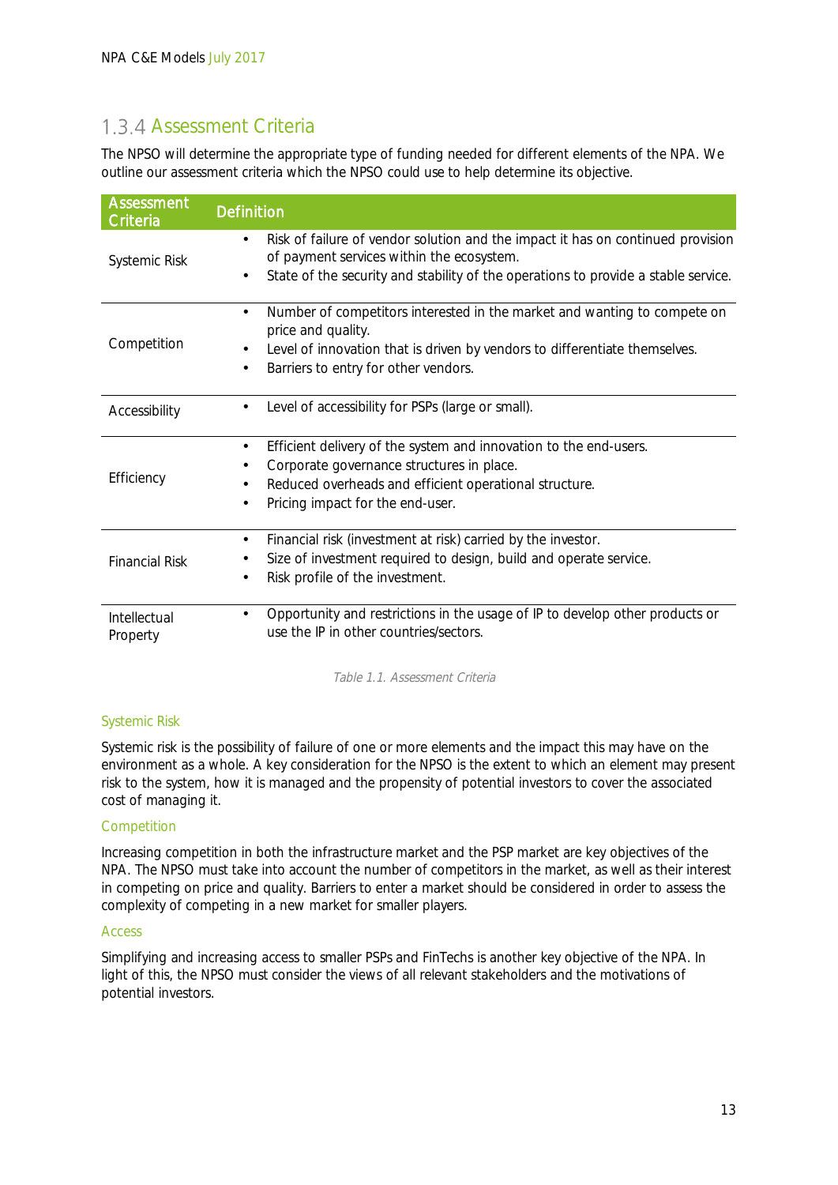### 1.3.4 Assessment Criteria

The NPSO will determine the appropriate type of funding needed for different elements of the NPA. We outline our assessment criteria which the NPSO could use to help determine its objective.

| Assessment Criteria | Definition |
|---|---|
| Systemic Risk | • Risk of failure of vendor solution and the impact it has on continued provision of payment services within the ecosystem.<br>• State of the security and stability of the operations to provide a stable service. |
| Competition | • Number of competitors interested in the market and wanting to compete on price and quality.<br>• Level of innovation that is driven by vendors to differentiate themselves.<br>• Barriers to entry for other vendors. |
| Accessibility | • Level of accessibility for PSPs (large or small). |
| Efficiency | • Efficient delivery of the system and innovation to the end-users.<br>• Corporate governance structures in place.<br>• Reduced overheads and efficient operational structure.<br>• Pricing impact for the end-user. |
| Financial Risk | • Financial risk (investment at risk) carried by the investor.<br>• Size of investment required to design, build and operate service.<br>• Risk profile of the investment. |
| Intellectual Property | • Opportunity and restrictions in the usage of IP to develop other products or use the IP in other countries/sectors. |

*Table 1.1. Assessment Criteria*

#### Systemic Risk

Systemic risk is the possibility of failure of one or more elements and the impact this may have on the environment as a whole. A key consideration for the NPSO is the extent to which an element may present risk to the system, how it is managed and the propensity of potential investors to cover the associated cost of managing it.

#### Competition

Increasing competition in both the infrastructure market and the PSP market are key objectives of the NPA. The NPSO must take into account the number of competitors in the market, as well as their interest in competing on price and quality. Barriers to enter a market should be considered in order to assess the complexity of competing in a new market for smaller players.

#### Access

Simplifying and increasing access to smaller PSPs and FinTechs is another key objective of the NPA. In light of this, the NPSO must consider the views of all relevant stakeholders and the motivations of potential investors.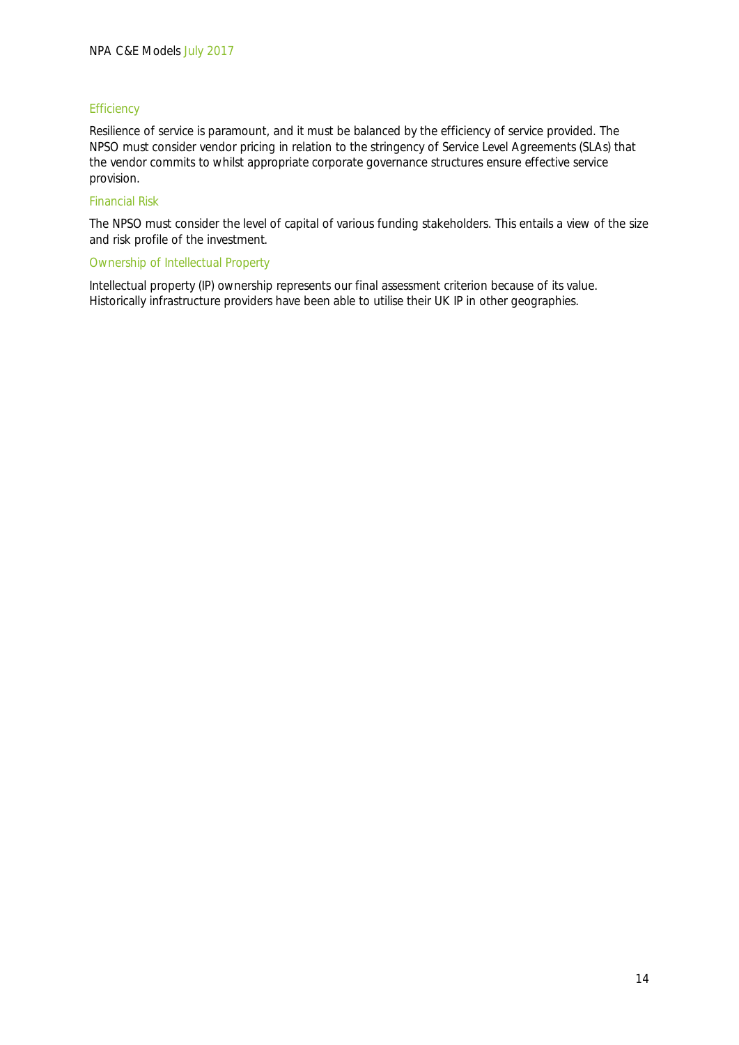### Efficiency

Resilience of service is paramount, and it must be balanced by the efficiency of service provided. The NPSO must consider vendor pricing in relation to the stringency of Service Level Agreements (SLAs) that the vendor commits to whilst appropriate corporate governance structures ensure effective service provision.

### Financial Risk

The NPSO must consider the level of capital of various funding stakeholders. This entails a view of the size and risk profile of the investment.

### Ownership of Intellectual Property

Intellectual property (IP) ownership represents our final assessment criterion because of its value. Historically infrastructure providers have been able to utilise their UK IP in other geographies.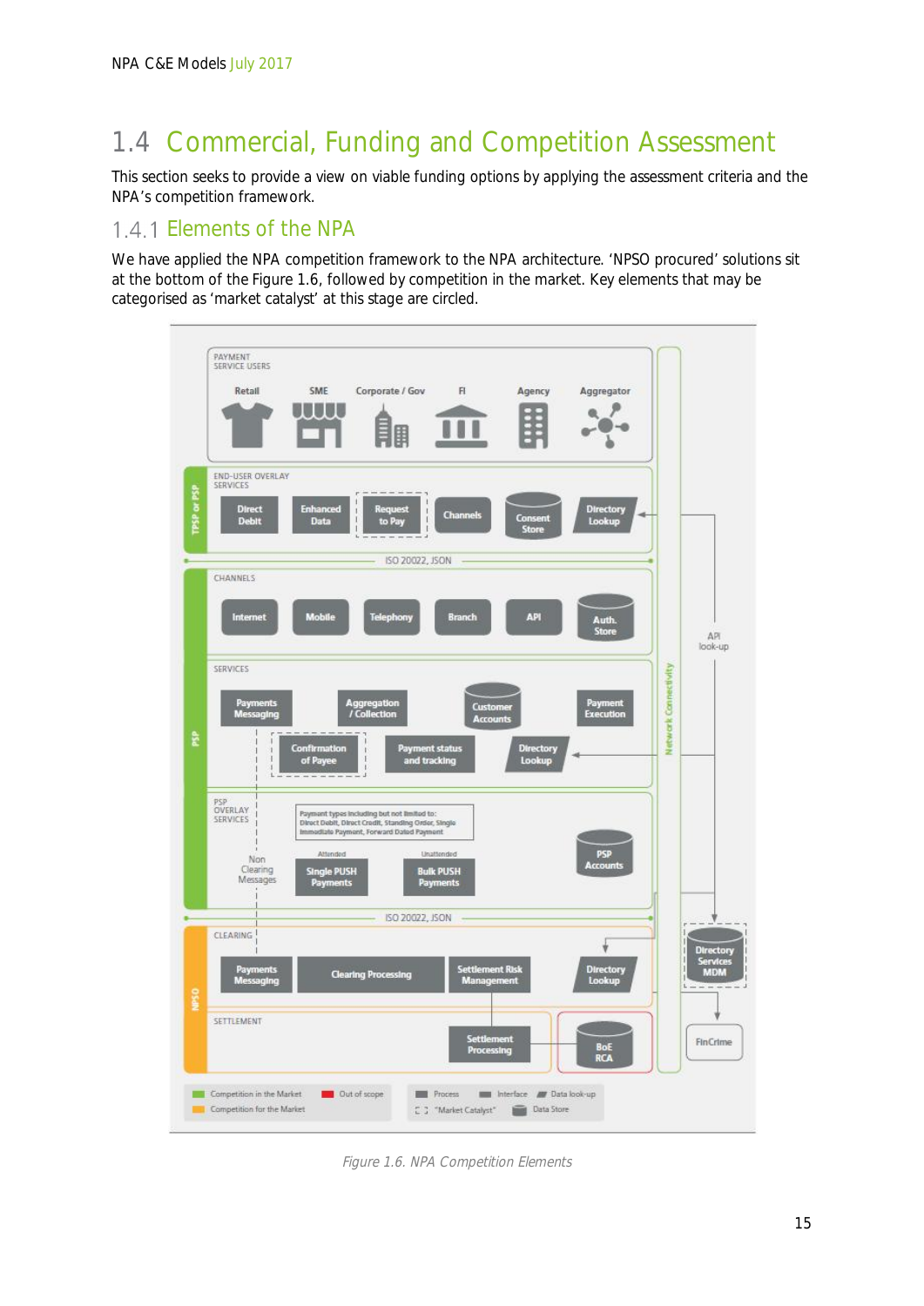# 1.4 Commercial, Funding and Competition Assessment

This section seeks to provide a view on viable funding options by applying the assessment criteria and the NPA's competition framework.

## 1.4.1 Elements of the NPA

We have applied the NPA competition framework to the NPA architecture. 'NPSO procured' solutions sit at the bottom of the Figure 1.6, followed by competition in the market. Key elements that may be categorised as 'market catalyst' at this stage are circled.

*Figure 1.6. NPA Competition Elements*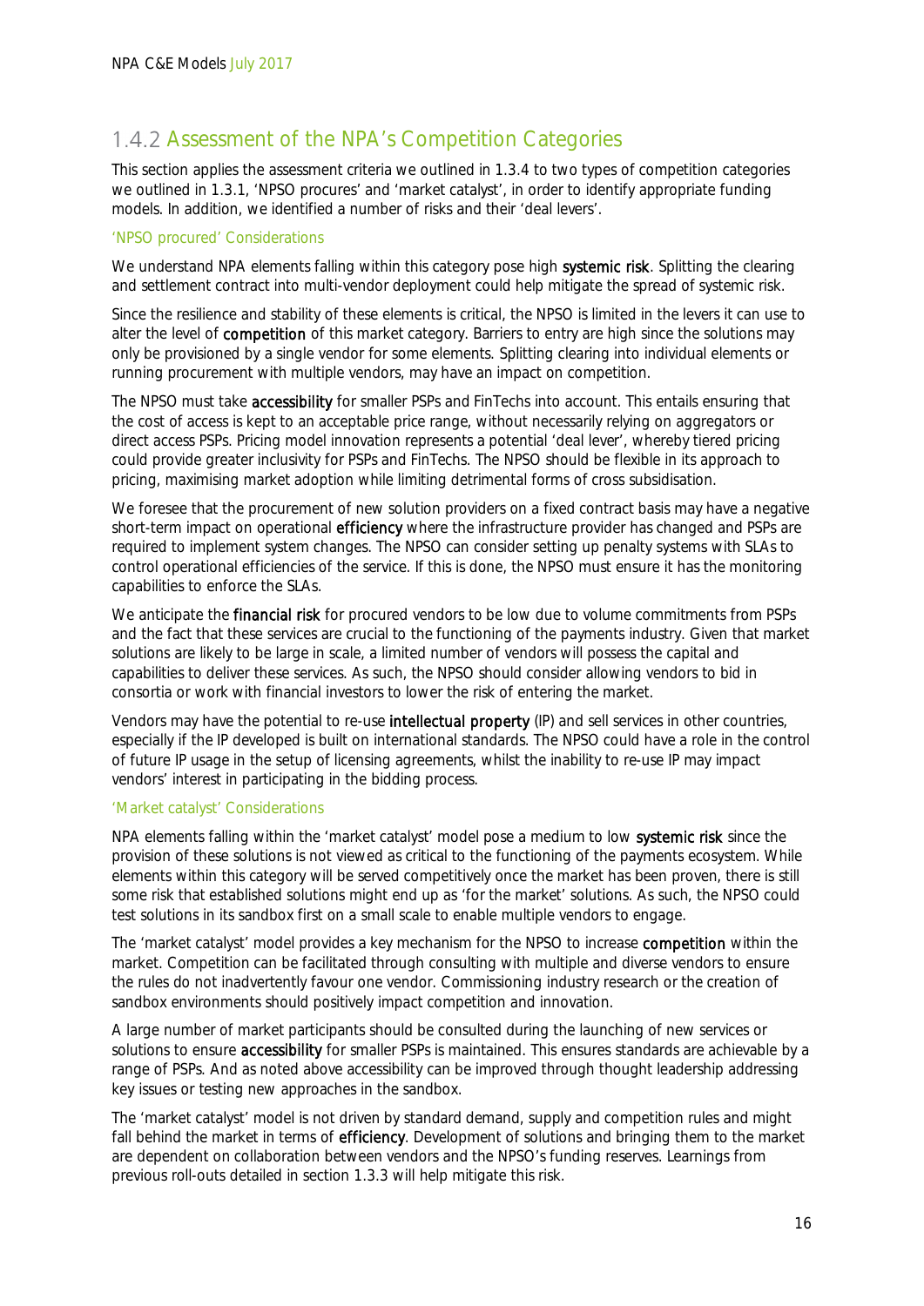## 1.4.2 Assessment of the NPA's Competition Categories

This section applies the assessment criteria we outlined in 1.3.4 to two types of competition categories we outlined in 1.3.1, 'NPSO procures' and 'market catalyst', in order to identify appropriate funding models. In addition, we identified a number of risks and their 'deal levers'.

### 'NPSO procured' Considerations

We understand NPA elements falling within this category pose high **systemic risk**. Splitting the clearing and settlement contract into multi-vendor deployment could help mitigate the spread of systemic risk.

Since the resilience and stability of these elements is critical, the NPSO is limited in the levers it can use to alter the level of **competition** of this market category. Barriers to entry are high since the solutions may only be provisioned by a single vendor for some elements. Splitting clearing into individual elements or running procurement with multiple vendors, may have an impact on competition.

The NPSO must take **accessibility** for smaller PSPs and FinTechs into account. This entails ensuring that the cost of access is kept to an acceptable price range, without necessarily relying on aggregators or direct access PSPs. Pricing model innovation represents a potential 'deal lever', whereby tiered pricing could provide greater inclusivity for PSPs and FinTechs. The NPSO should be flexible in its approach to pricing, maximising market adoption while limiting detrimental forms of cross subsidisation.

We foresee that the procurement of new solution providers on a fixed contract basis may have a negative short-term impact on operational **efficiency** where the infrastructure provider has changed and PSPs are required to implement system changes. The NPSO can consider setting up penalty systems with SLAs to control operational efficiencies of the service. If this is done, the NPSO must ensure it has the monitoring capabilities to enforce the SLAs.

We anticipate the **financial risk** for procured vendors to be low due to volume commitments from PSPs and the fact that these services are crucial to the functioning of the payments industry. Given that market solutions are likely to be large in scale, a limited number of vendors will possess the capital and capabilities to deliver these services. As such, the NPSO should consider allowing vendors to bid in consortia or work with financial investors to lower the risk of entering the market.

Vendors may have the potential to re-use **intellectual property** (IP) and sell services in other countries, especially if the IP developed is built on international standards. The NPSO could have a role in the control of future IP usage in the setup of licensing agreements, whilst the inability to re-use IP may impact vendors' interest in participating in the bidding process.

### 'Market catalyst' Considerations

NPA elements falling within the 'market catalyst' model pose a medium to low **systemic risk** since the provision of these solutions is not viewed as critical to the functioning of the payments ecosystem. While elements within this category will be served competitively once the market has been proven, there is still some risk that established solutions might end up as 'for the market' solutions. As such, the NPSO could test solutions in its sandbox first on a small scale to enable multiple vendors to engage.

The 'market catalyst' model provides a key mechanism for the NPSO to increase **competition** within the market. Competition can be facilitated through consulting with multiple and diverse vendors to ensure the rules do not inadvertently favour one vendor. Commissioning industry research or the creation of sandbox environments should positively impact competition and innovation.

A large number of market participants should be consulted during the launching of new services or solutions to ensure **accessibility** for smaller PSPs is maintained. This ensures standards are achievable by a range of PSPs. And as noted above accessibility can be improved through thought leadership addressing key issues or testing new approaches in the sandbox.

The 'market catalyst' model is not driven by standard demand, supply and competition rules and might fall behind the market in terms of **efficiency**. Development of solutions and bringing them to the market are dependent on collaboration between vendors and the NPSO's funding reserves. Learnings from previous roll-outs detailed in section 1.3.3 will help mitigate this risk.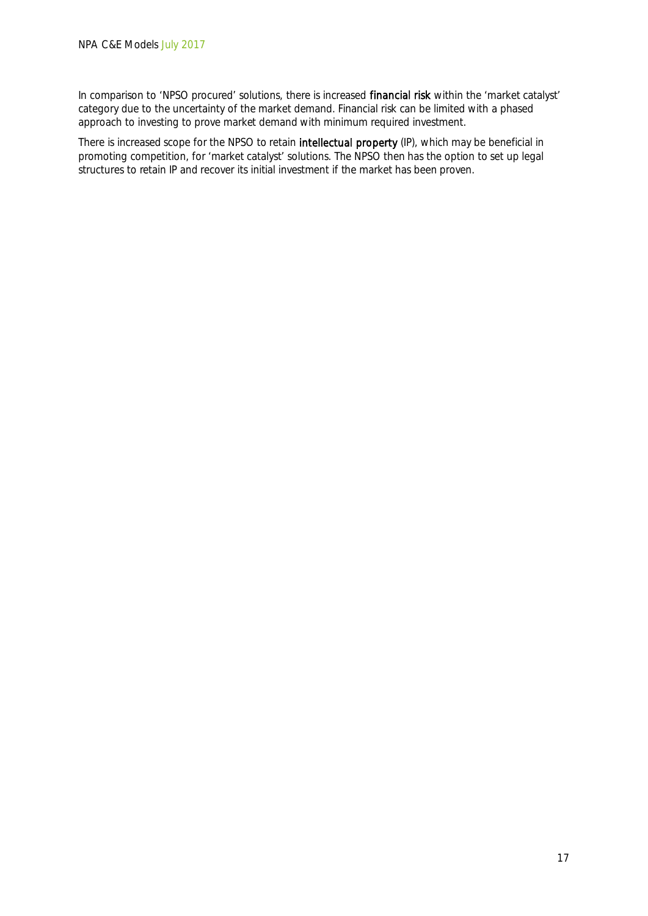In comparison to 'NPSO procured' solutions, there is increased **financial risk** within the 'market catalyst' category due to the uncertainty of the market demand. Financial risk can be limited with a phased approach to investing to prove market demand with minimum required investment.

There is increased scope for the NPSO to retain **intellectual property** (IP), which may be beneficial in promoting competition, for 'market catalyst' solutions. The NPSO then has the option to set up legal structures to retain IP and recover its initial investment if the market has been proven.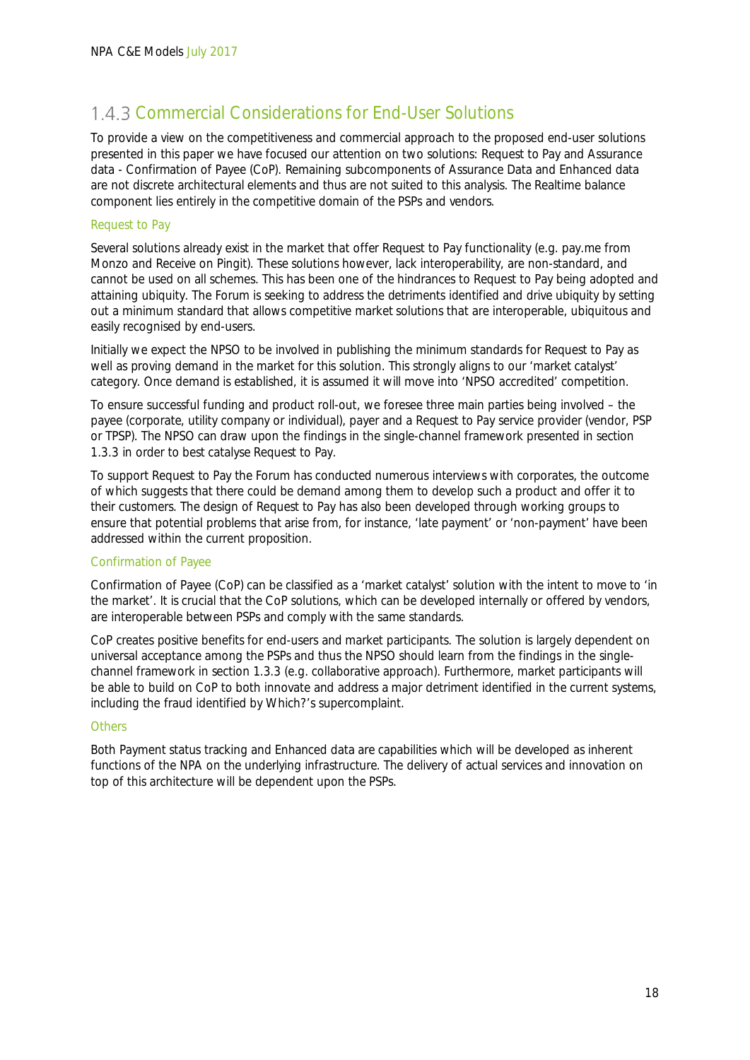### 1.4.3 Commercial Considerations for End-User Solutions

To provide a view on the competitiveness and commercial approach to the proposed end-user solutions presented in this paper we have focused our attention on two solutions: Request to Pay and Assurance data - Confirmation of Payee (CoP). Remaining subcomponents of Assurance Data and Enhanced data are not discrete architectural elements and thus are not suited to this analysis. The Realtime balance component lies entirely in the competitive domain of the PSPs and vendors.

#### Request to Pay

Several solutions already exist in the market that offer Request to Pay functionality (e.g. pay.me from Monzo and Receive on Pingit). These solutions however, lack interoperability, are non-standard, and cannot be used on all schemes. This has been one of the hindrances to Request to Pay being adopted and attaining ubiquity. The Forum is seeking to address the detriments identified and drive ubiquity by setting out a minimum standard that allows competitive market solutions that are interoperable, ubiquitous and easily recognised by end-users.

Initially we expect the NPSO to be involved in publishing the minimum standards for Request to Pay as well as proving demand in the market for this solution. This strongly aligns to our 'market catalyst' category. Once demand is established, it is assumed it will move into 'NPSO accredited' competition.

To ensure successful funding and product roll-out, we foresee three main parties being involved – the payee (corporate, utility company or individual), payer and a Request to Pay service provider (vendor, PSP or TPSP). The NPSO can draw upon the findings in the single-channel framework presented in section 1.3.3 in order to best catalyse Request to Pay.

To support Request to Pay the Forum has conducted numerous interviews with corporates, the outcome of which suggests that there could be demand among them to develop such a product and offer it to their customers. The design of Request to Pay has also been developed through working groups to ensure that potential problems that arise from, for instance, 'late payment' or 'non-payment' have been addressed within the current proposition.

#### Confirmation of Payee

Confirmation of Payee (CoP) can be classified as a 'market catalyst' solution with the intent to move to 'in the market'. It is crucial that the CoP solutions, which can be developed internally or offered by vendors, are interoperable between PSPs and comply with the same standards.

CoP creates positive benefits for end-users and market participants. The solution is largely dependent on universal acceptance among the PSPs and thus the NPSO should learn from the findings in the single-channel framework in section 1.3.3 (e.g. collaborative approach). Furthermore, market participants will be able to build on CoP to both innovate and address a major detriment identified in the current systems, including the fraud identified by Which?'s supercomplaint.

#### Others

Both Payment status tracking and Enhanced data are capabilities which will be developed as inherent functions of the NPA on the underlying infrastructure. The delivery of actual services and innovation on top of this architecture will be dependent upon the PSPs.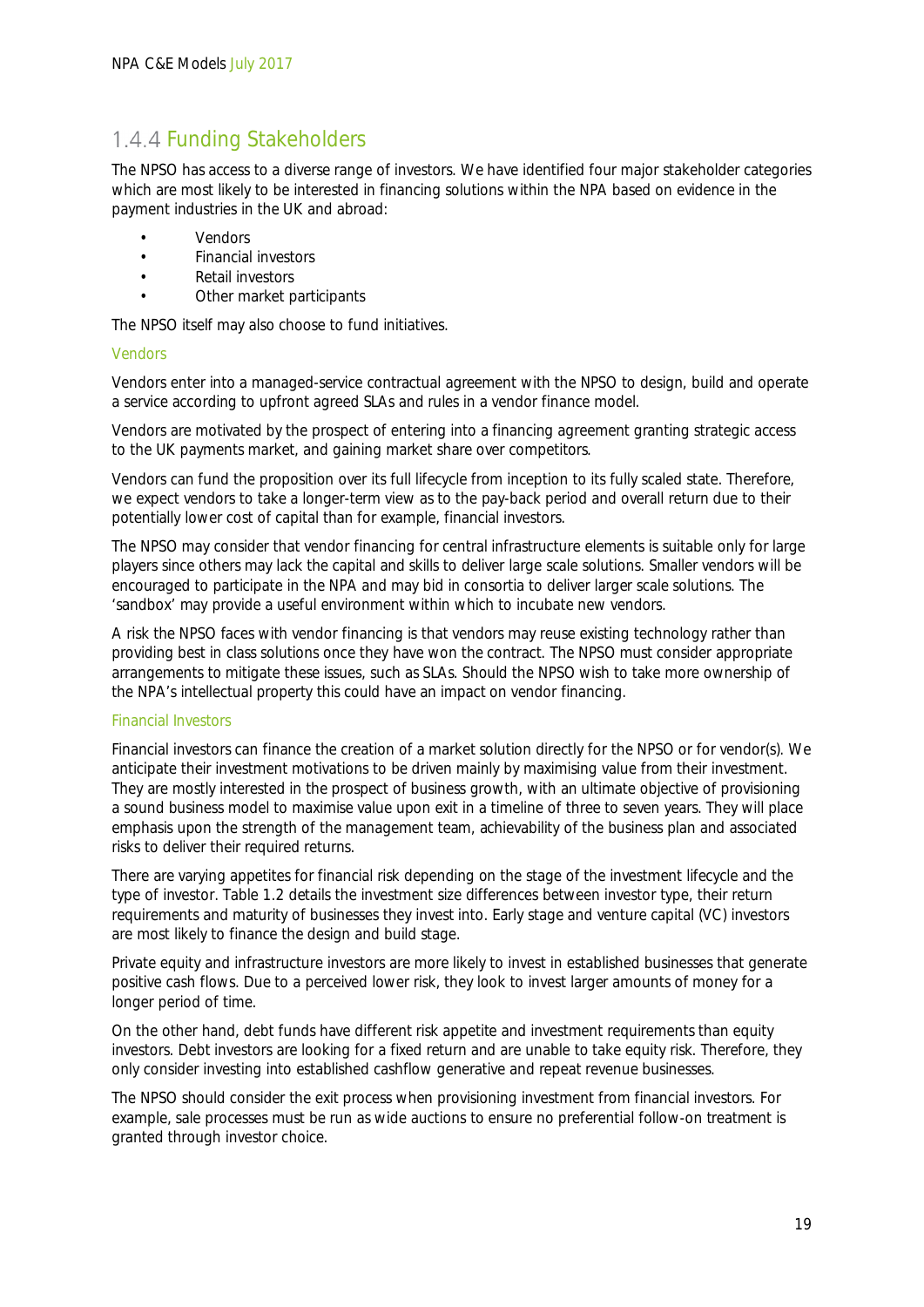### 1.4.4 Funding Stakeholders

The NPSO has access to a diverse range of investors. We have identified four major stakeholder categories which are most likely to be interested in financing solutions within the NPA based on evidence in the payment industries in the UK and abroad:

- Vendors
- Financial investors
- Retail investors
- Other market participants

The NPSO itself may also choose to fund initiatives.

#### Vendors

Vendors enter into a managed-service contractual agreement with the NPSO to design, build and operate a service according to upfront agreed SLAs and rules in a vendor finance model.

Vendors are motivated by the prospect of entering into a financing agreement granting strategic access to the UK payments market, and gaining market share over competitors.

Vendors can fund the proposition over its full lifecycle from inception to its fully scaled state. Therefore, we expect vendors to take a longer-term view as to the pay-back period and overall return due to their potentially lower cost of capital than for example, financial investors.

The NPSO may consider that vendor financing for central infrastructure elements is suitable only for large players since others may lack the capital and skills to deliver large scale solutions. Smaller vendors will be encouraged to participate in the NPA and may bid in consortia to deliver larger scale solutions. The 'sandbox' may provide a useful environment within which to incubate new vendors.

A risk the NPSO faces with vendor financing is that vendors may reuse existing technology rather than providing best in class solutions once they have won the contract. The NPSO must consider appropriate arrangements to mitigate these issues, such as SLAs. Should the NPSO wish to take more ownership of the NPA's intellectual property this could have an impact on vendor financing.

#### Financial Investors

Financial investors can finance the creation of a market solution directly for the NPSO or for vendor(s). We anticipate their investment motivations to be driven mainly by maximising value from their investment. They are mostly interested in the prospect of business growth, with an ultimate objective of provisioning a sound business model to maximise value upon exit in a timeline of three to seven years. They will place emphasis upon the strength of the management team, achievability of the business plan and associated risks to deliver their required returns.

There are varying appetites for financial risk depending on the stage of the investment lifecycle and the type of investor. Table 1.2 details the investment size differences between investor type, their return requirements and maturity of businesses they invest into. Early stage and venture capital (VC) investors are most likely to finance the design and build stage.

Private equity and infrastructure investors are more likely to invest in established businesses that generate positive cash flows. Due to a perceived lower risk, they look to invest larger amounts of money for a longer period of time.

On the other hand, debt funds have different risk appetite and investment requirements than equity investors. Debt investors are looking for a fixed return and are unable to take equity risk. Therefore, they only consider investing into established cashflow generative and repeat revenue businesses.

The NPSO should consider the exit process when provisioning investment from financial investors. For example, sale processes must be run as wide auctions to ensure no preferential follow-on treatment is granted through investor choice.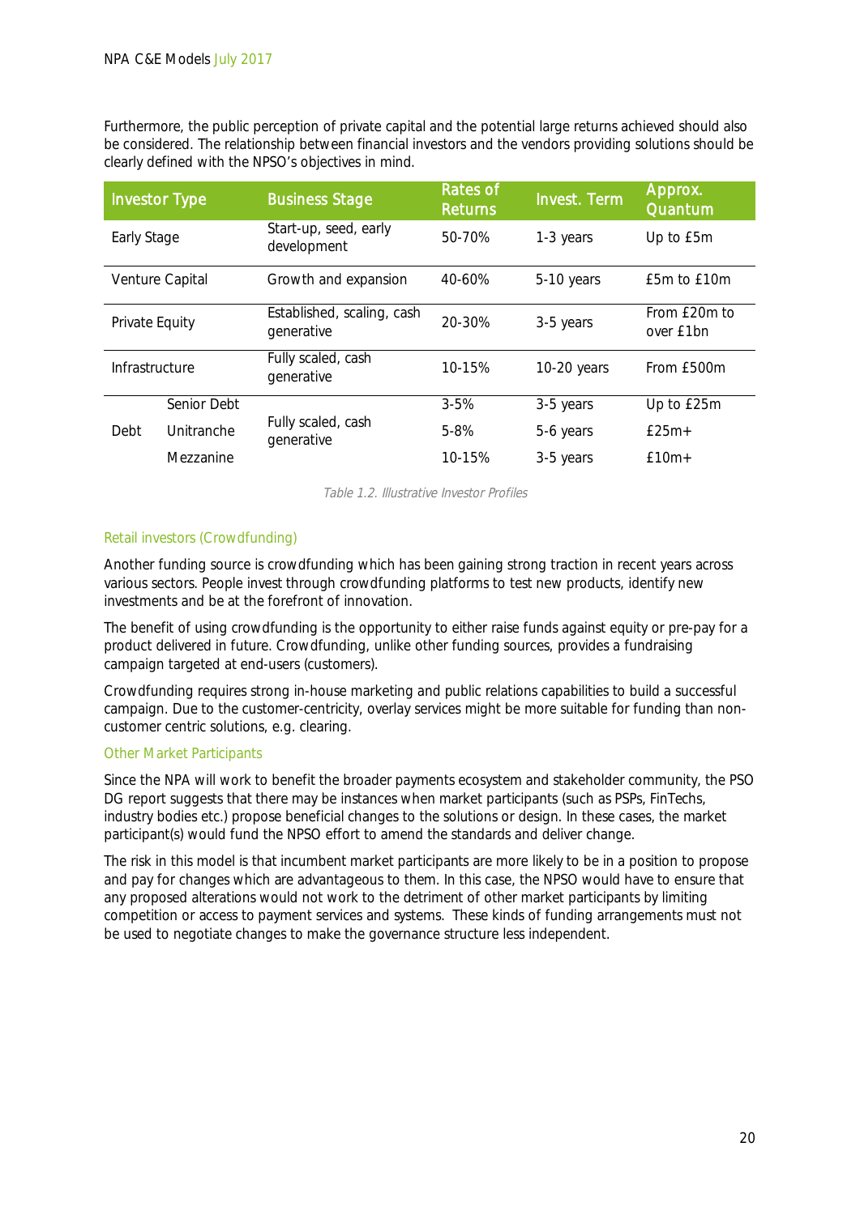Furthermore, the public perception of private capital and the potential large returns achieved should also be considered. The relationship between financial investors and the vendors providing solutions should be clearly defined with the NPSO's objectives in mind.

| Investor Type | | Business Stage | Rates of Returns | Invest. Term | Approx. Quantum |
|---|---|---|---|---|---|
| Early Stage | | Start-up, seed, early development | 50-70% | 1-3 years | Up to £5m |
| Venture Capital | | Growth and expansion | 40-60% | 5-10 years | £5m to £10m |
| Private Equity | | Established, scaling, cash generative | 20-30% | 3-5 years | From £20m to over £1bn |
| Infrastructure | | Fully scaled, cash generative | 10-15% | 10-20 years | From £500m |
| Debt | Senior Debt | Fully scaled, cash generative | 3-5% | 3-5 years | Up to £25m |
| | Unitranche | | 5-8% | 5-6 years | £25m+ |
| | Mezzanine | | 10-15% | 3-5 years | £10m+ |

*Table 1.2. Illustrative Investor Profiles*

### Retail investors (Crowdfunding)

Another funding source is crowdfunding which has been gaining strong traction in recent years across various sectors. People invest through crowdfunding platforms to test new products, identify new investments and be at the forefront of innovation.

The benefit of using crowdfunding is the opportunity to either raise funds against equity or pre-pay for a product delivered in future. Crowdfunding, unlike other funding sources, provides a fundraising campaign targeted at end-users (customers).

Crowdfunding requires strong in-house marketing and public relations capabilities to build a successful campaign. Due to the customer-centricity, overlay services might be more suitable for funding than non-customer centric solutions, e.g. clearing.

### Other Market Participants

Since the NPA will work to benefit the broader payments ecosystem and stakeholder community, the PSO DG report suggests that there may be instances when market participants (such as PSPs, FinTechs, industry bodies etc.) propose beneficial changes to the solutions or design. In these cases, the market participant(s) would fund the NPSO effort to amend the standards and deliver change.

The risk in this model is that incumbent market participants are more likely to be in a position to propose and pay for changes which are advantageous to them. In this case, the NPSO would have to ensure that any proposed alterations would not work to the detriment of other market participants by limiting competition or access to payment services and systems. These kinds of funding arrangements must not be used to negotiate changes to make the governance structure less independent.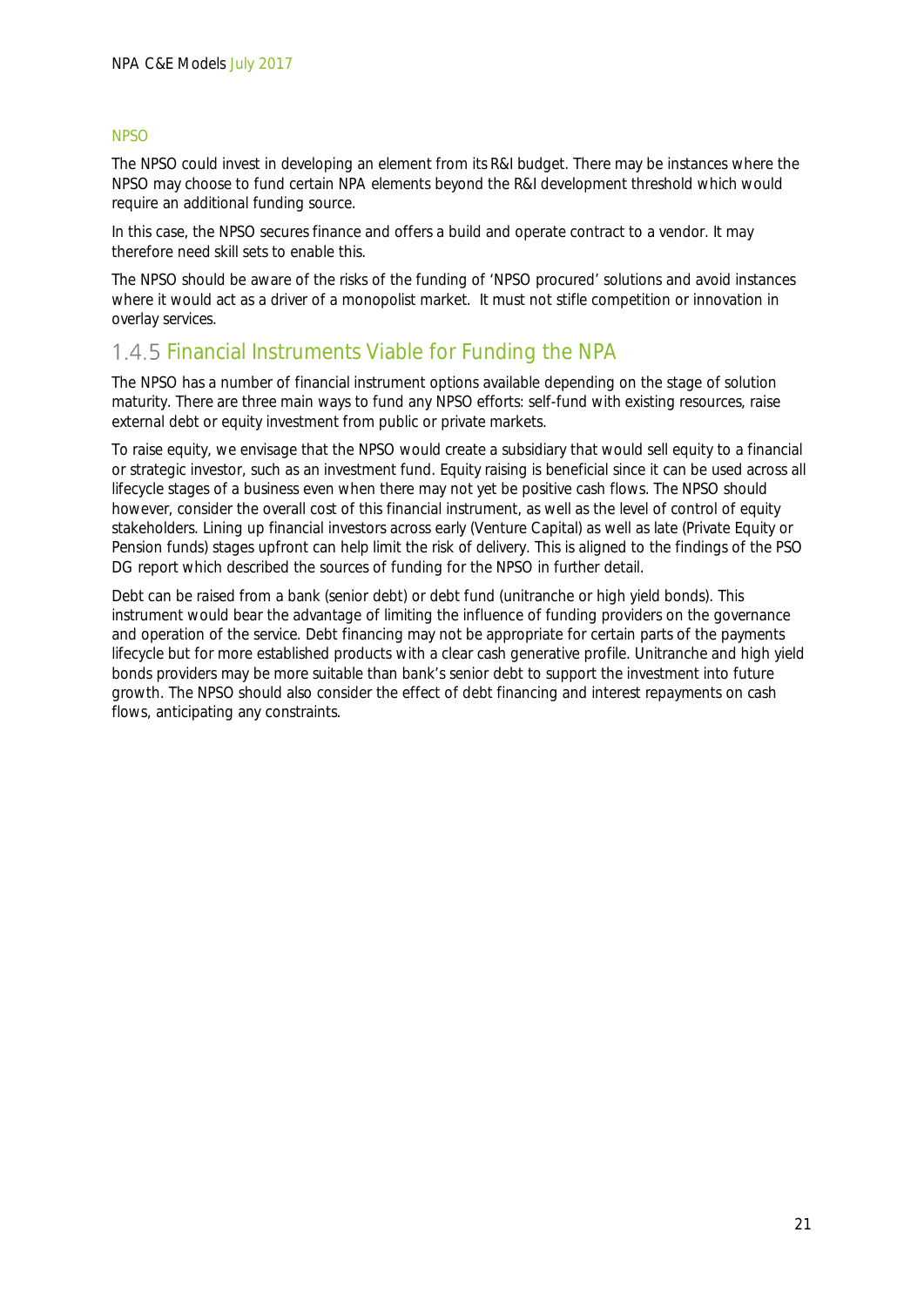#### NPSO

The NPSO could invest in developing an element from its R&I budget. There may be instances where the NPSO may choose to fund certain NPA elements beyond the R&I development threshold which would require an additional funding source.

In this case, the NPSO secures finance and offers a build and operate contract to a vendor. It may therefore need skill sets to enable this.

The NPSO should be aware of the risks of the funding of 'NPSO procured' solutions and avoid instances where it would act as a driver of a monopolist market. It must not stifle competition or innovation in overlay services.

### 1.4.5 Financial Instruments Viable for Funding the NPA

The NPSO has a number of financial instrument options available depending on the stage of solution maturity. There are three main ways to fund any NPSO efforts: self-fund with existing resources, raise external debt or equity investment from public or private markets.

To raise equity, we envisage that the NPSO would create a subsidiary that would sell equity to a financial or strategic investor, such as an investment fund. Equity raising is beneficial since it can be used across all lifecycle stages of a business even when there may not yet be positive cash flows. The NPSO should however, consider the overall cost of this financial instrument, as well as the level of control of equity stakeholders. Lining up financial investors across early (Venture Capital) as well as late (Private Equity or Pension funds) stages upfront can help limit the risk of delivery. This is aligned to the findings of the PSO DG report which described the sources of funding for the NPSO in further detail.

Debt can be raised from a bank (senior debt) or debt fund (unitranche or high yield bonds). This instrument would bear the advantage of limiting the influence of funding providers on the governance and operation of the service. Debt financing may not be appropriate for certain parts of the payments lifecycle but for more established products with a clear cash generative profile. Unitranche and high yield bonds providers may be more suitable than bank's senior debt to support the investment into future growth. The NPSO should also consider the effect of debt financing and interest repayments on cash flows, anticipating any constraints.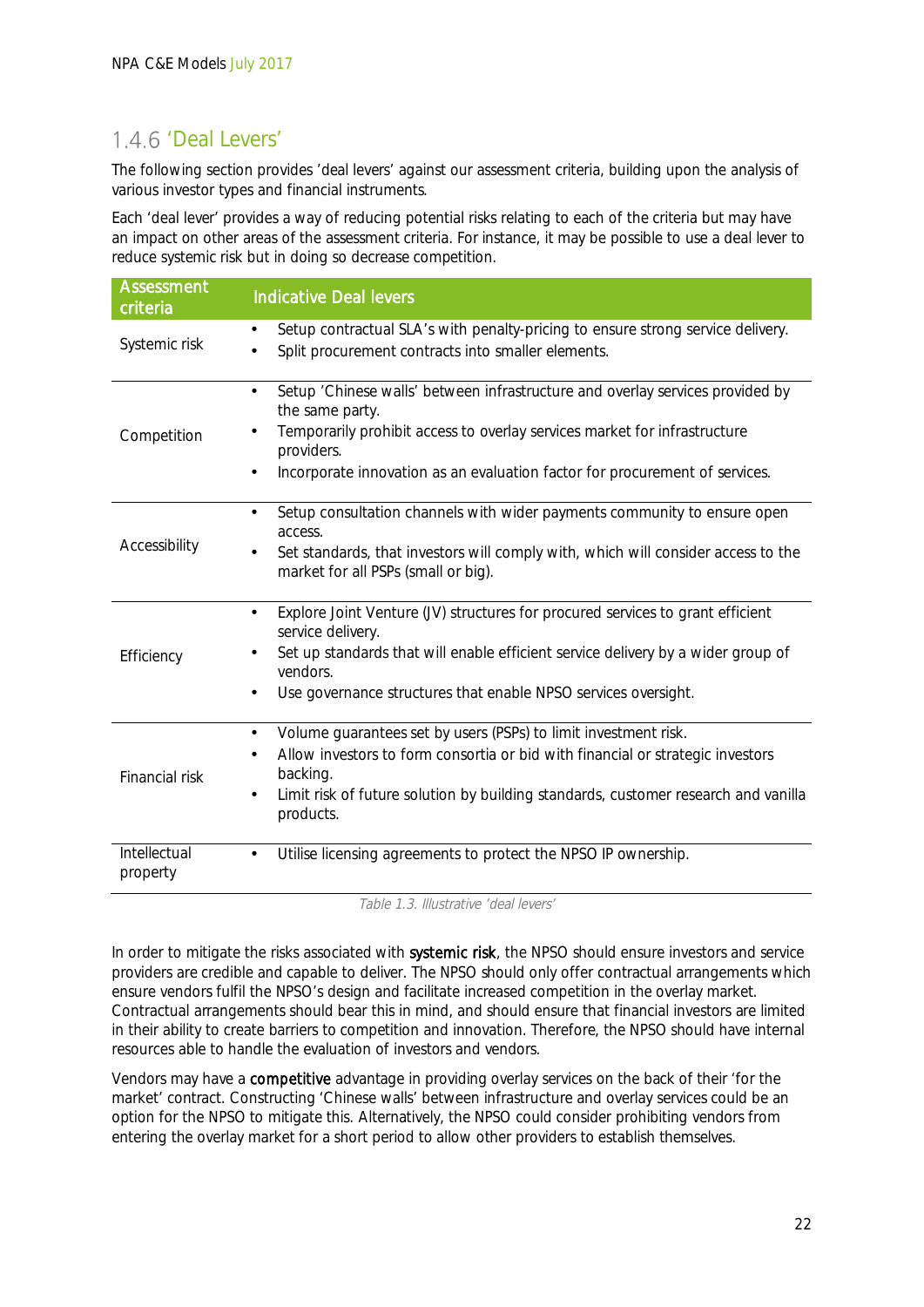### 1.4.6 'Deal Levers'

The following section provides 'deal levers' against our assessment criteria, building upon the analysis of various investor types and financial instruments.

Each 'deal lever' provides a way of reducing potential risks relating to each of the criteria but may have an impact on other areas of the assessment criteria. For instance, it may be possible to use a deal lever to reduce systemic risk but in doing so decrease competition.

| Assessment criteria | Indicative Deal levers |
|---|---|
| Systemic risk | • Setup contractual SLA's with penalty-pricing to ensure strong service delivery.<br>• Split procurement contracts into smaller elements. |
| Competition | • Setup 'Chinese walls' between infrastructure and overlay services provided by the same party.<br>• Temporarily prohibit access to overlay services market for infrastructure providers.<br>• Incorporate innovation as an evaluation factor for procurement of services. |
| Accessibility | • Setup consultation channels with wider payments community to ensure open access.<br>• Set standards, that investors will comply with, which will consider access to the market for all PSPs (small or big). |
| Efficiency | • Explore Joint Venture (JV) structures for procured services to grant efficient service delivery.<br>• Set up standards that will enable efficient service delivery by a wider group of vendors.<br>• Use governance structures that enable NPSO services oversight. |
| Financial risk | • Volume guarantees set by users (PSPs) to limit investment risk.<br>• Allow investors to form consortia or bid with financial or strategic investors backing.<br>• Limit risk of future solution by building standards, customer research and vanilla products. |
| Intellectual property | • Utilise licensing agreements to protect the NPSO IP ownership. |

*Table 1.3. Illustrative 'deal levers'*

In order to mitigate the risks associated with **systemic risk**, the NPSO should ensure investors and service providers are credible and capable to deliver. The NPSO should only offer contractual arrangements which ensure vendors fulfil the NPSO's design and facilitate increased competition in the overlay market. Contractual arrangements should bear this in mind, and should ensure that financial investors are limited in their ability to create barriers to competition and innovation. Therefore, the NPSO should have internal resources able to handle the evaluation of investors and vendors.

Vendors may have a **competitive** advantage in providing overlay services on the back of their 'for the market' contract. Constructing 'Chinese walls' between infrastructure and overlay services could be an option for the NPSO to mitigate this. Alternatively, the NPSO could consider prohibiting vendors from entering the overlay market for a short period to allow other providers to establish themselves.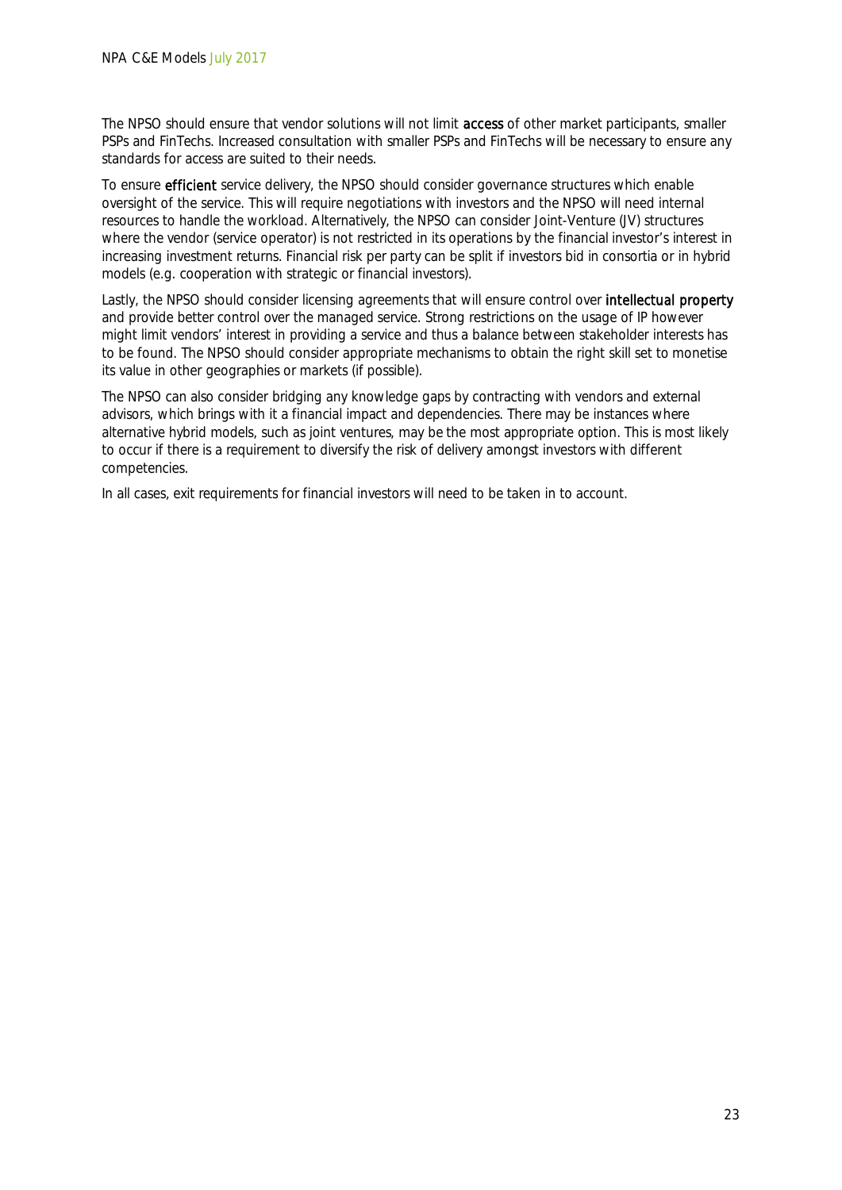The NPSO should ensure that vendor solutions will not limit **access** of other market participants, smaller PSPs and FinTechs. Increased consultation with smaller PSPs and FinTechs will be necessary to ensure any standards for access are suited to their needs.

To ensure **efficient** service delivery, the NPSO should consider governance structures which enable oversight of the service. This will require negotiations with investors and the NPSO will need internal resources to handle the workload. Alternatively, the NPSO can consider Joint-Venture (JV) structures where the vendor (service operator) is not restricted in its operations by the financial investor's interest in increasing investment returns. Financial risk per party can be split if investors bid in consortia or in hybrid models (e.g. cooperation with strategic or financial investors).

Lastly, the NPSO should consider licensing agreements that will ensure control over **intellectual property** and provide better control over the managed service. Strong restrictions on the usage of IP however might limit vendors' interest in providing a service and thus a balance between stakeholder interests has to be found. The NPSO should consider appropriate mechanisms to obtain the right skill set to monetise its value in other geographies or markets (if possible).

The NPSO can also consider bridging any knowledge gaps by contracting with vendors and external advisors, which brings with it a financial impact and dependencies. There may be instances where alternative hybrid models, such as joint ventures, may be the most appropriate option. This is most likely to occur if there is a requirement to diversify the risk of delivery amongst investors with different competencies.

In all cases, exit requirements for financial investors will need to be taken in to account.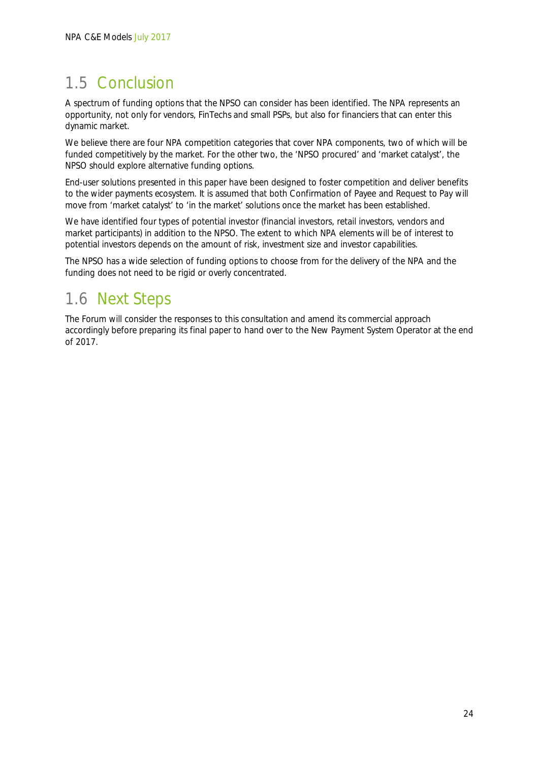## 1.5 Conclusion

A spectrum of funding options that the NPSO can consider has been identified. The NPA represents an opportunity, not only for vendors, FinTechs and small PSPs, but also for financiers that can enter this dynamic market.

We believe there are four NPA competition categories that cover NPA components, two of which will be funded competitively by the market. For the other two, the 'NPSO procured' and 'market catalyst', the NPSO should explore alternative funding options.

End-user solutions presented in this paper have been designed to foster competition and deliver benefits to the wider payments ecosystem. It is assumed that both Confirmation of Payee and Request to Pay will move from 'market catalyst' to 'in the market' solutions once the market has been established.

We have identified four types of potential investor (financial investors, retail investors, vendors and market participants) in addition to the NPSO. The extent to which NPA elements will be of interest to potential investors depends on the amount of risk, investment size and investor capabilities.

The NPSO has a wide selection of funding options to choose from for the delivery of the NPA and the funding does not need to be rigid or overly concentrated.

## 1.6 Next Steps

The Forum will consider the responses to this consultation and amend its commercial approach accordingly before preparing its final paper to hand over to the New Payment System Operator at the end of 2017.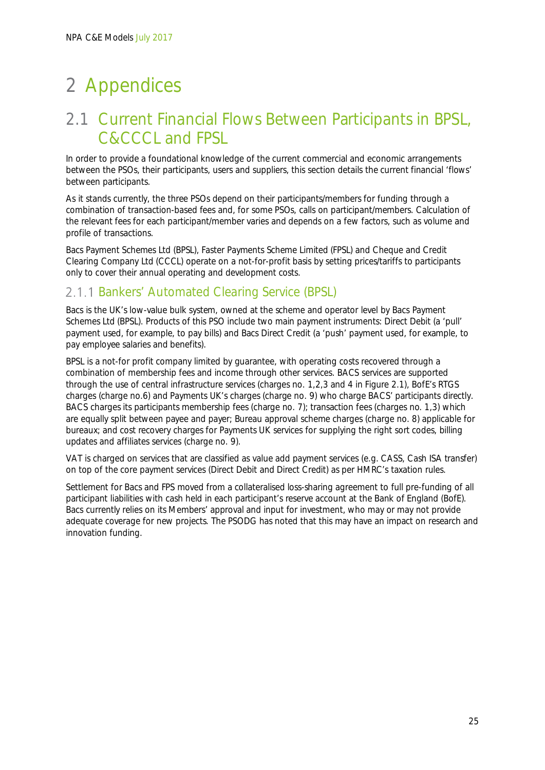# 2 Appendices

## 2.1 Current Financial Flows Between Participants in BPSL, C&CCCL and FPSL

In order to provide a foundational knowledge of the current commercial and economic arrangements between the PSOs, their participants, users and suppliers, this section details the current financial 'flows' between participants.

As it stands currently, the three PSOs depend on their participants/members for funding through a combination of transaction-based fees and, for some PSOs, calls on participant/members. Calculation of the relevant fees for each participant/member varies and depends on a few factors, such as volume and profile of transactions.

Bacs Payment Schemes Ltd (BPSL), Faster Payments Scheme Limited (FPSL) and Cheque and Credit Clearing Company Ltd (CCCL) operate on a not-for-profit basis by setting prices/tariffs to participants only to cover their annual operating and development costs.

### 2.1.1 Bankers' Automated Clearing Service (BPSL)

Bacs is the UK's low-value bulk system, owned at the scheme and operator level by Bacs Payment Schemes Ltd (BPSL). Products of this PSO include two main payment instruments: Direct Debit (a 'pull' payment used, for example, to pay bills) and Bacs Direct Credit (a 'push' payment used, for example, to pay employee salaries and benefits).

BPSL is a not-for profit company limited by guarantee, with operating costs recovered through a combination of membership fees and income through other services. BACS services are supported through the use of central infrastructure services (charges no. 1,2,3 and 4 in Figure 2.1), BofE's RTGS charges (charge no.6) and Payments UK's charges (charge no. 9) who charge BACS' participants directly. BACS charges its participants membership fees (charge no. 7); transaction fees (charges no. 1,3) which are equally split between payee and payer; Bureau approval scheme charges (charge no. 8) applicable for bureaux; and cost recovery charges for Payments UK services for supplying the right sort codes, billing updates and affiliates services (charge no. 9).

VAT is charged on services that are classified as value add payment services (e.g. CASS, Cash ISA transfer) on top of the core payment services (Direct Debit and Direct Credit) as per HMRC's taxation rules.

Settlement for Bacs and FPS moved from a collateralised loss-sharing agreement to full pre-funding of all participant liabilities with cash held in each participant's reserve account at the Bank of England (BofE). Bacs currently relies on its Members' approval and input for investment, who may or may not provide adequate coverage for new projects. The PSODG has noted that this may have an impact on research and innovation funding.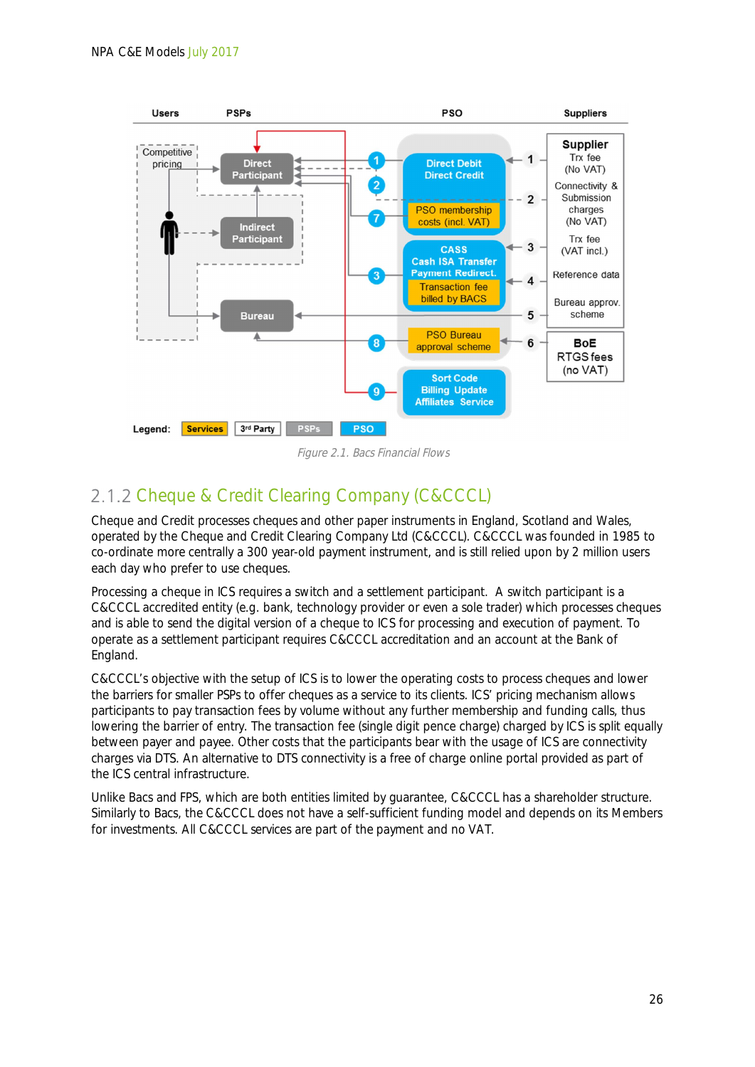Figure 2.1. Bacs Financial Flows

## 2.1.2 Cheque & Credit Clearing Company (C&CCCL)

Cheque and Credit processes cheques and other paper instruments in England, Scotland and Wales, operated by the Cheque and Credit Clearing Company Ltd (C&CCCL). C&CCCL was founded in 1985 to co-ordinate more centrally a 300 year-old payment instrument, and is still relied upon by 2 million users each day who prefer to use cheques.

Processing a cheque in ICS requires a switch and a settlement participant. A switch participant is a C&CCCL accredited entity (e.g. bank, technology provider or even a sole trader) which processes cheques and is able to send the digital version of a cheque to ICS for processing and execution of payment. To operate as a settlement participant requires C&CCCL accreditation and an account at the Bank of England.

C&CCCL's objective with the setup of ICS is to lower the operating costs to process cheques and lower the barriers for smaller PSPs to offer cheques as a service to its clients. ICS' pricing mechanism allows participants to pay transaction fees by volume without any further membership and funding calls, thus lowering the barrier of entry. The transaction fee (single digit pence charge) charged by ICS is split equally between payer and payee. Other costs that the participants bear with the usage of ICS are connectivity charges via DTS. An alternative to DTS connectivity is a free of charge online portal provided as part of the ICS central infrastructure.

Unlike Bacs and FPS, which are both entities limited by guarantee, C&CCCL has a shareholder structure. Similarly to Bacs, the C&CCCL does not have a self-sufficient funding model and depends on its Members for investments. All C&CCCL services are part of the payment and no VAT.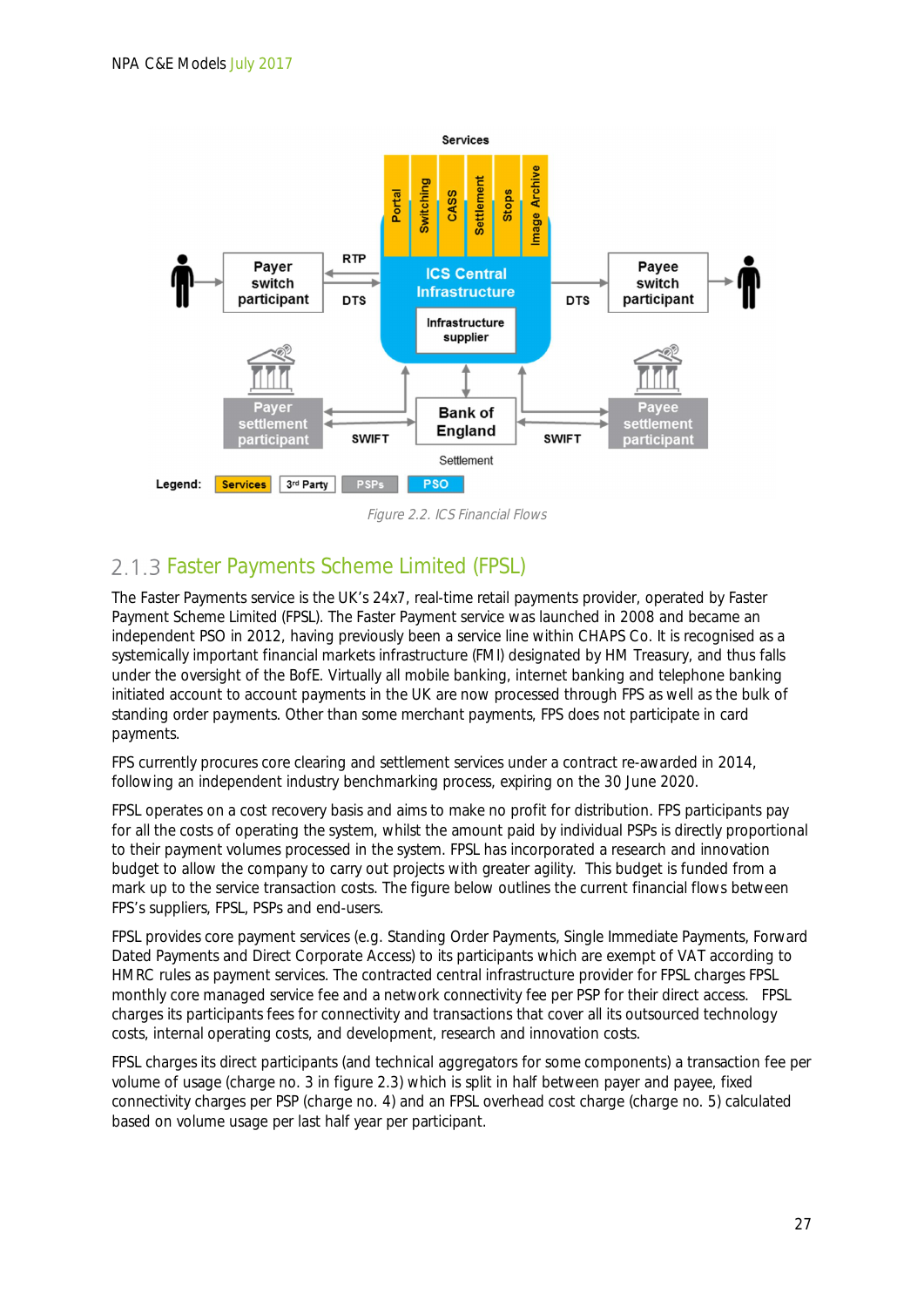Figure 2.2. ICS Financial Flows

## 2.1.3 Faster Payments Scheme Limited (FPSL)

The Faster Payments service is the UK's 24x7, real-time retail payments provider, operated by Faster Payment Scheme Limited (FPSL). The Faster Payment service was launched in 2008 and became an independent PSO in 2012, having previously been a service line within CHAPS Co. It is recognised as a systemically important financial markets infrastructure (FMI) designated by HM Treasury, and thus falls under the oversight of the BofE. Virtually all mobile banking, internet banking and telephone banking initiated account to account payments in the UK are now processed through FPS as well as the bulk of standing order payments. Other than some merchant payments, FPS does not participate in card payments.

FPS currently procures core clearing and settlement services under a contract re-awarded in 2014, following an independent industry benchmarking process, expiring on the 30 June 2020.

FPSL operates on a cost recovery basis and aims to make no profit for distribution. FPS participants pay for all the costs of operating the system, whilst the amount paid by individual PSPs is directly proportional to their payment volumes processed in the system. FPSL has incorporated a research and innovation budget to allow the company to carry out projects with greater agility. This budget is funded from a mark up to the service transaction costs. The figure below outlines the current financial flows between FPS's suppliers, FPSL, PSPs and end-users.

FPSL provides core payment services (e.g. Standing Order Payments, Single Immediate Payments, Forward Dated Payments and Direct Corporate Access) to its participants which are exempt of VAT according to HMRC rules as payment services. The contracted central infrastructure provider for FPSL charges FPSL monthly core managed service fee and a network connectivity fee per PSP for their direct access. FPSL charges its participants fees for connectivity and transactions that cover all its outsourced technology costs, internal operating costs, and development, research and innovation costs.

FPSL charges its direct participants (and technical aggregators for some components) a transaction fee per volume of usage (charge no. 3 in figure 2.3) which is split in half between payer and payee, fixed connectivity charges per PSP (charge no. 4) and an FPSL overhead cost charge (charge no. 5) calculated based on volume usage per last half year per participant.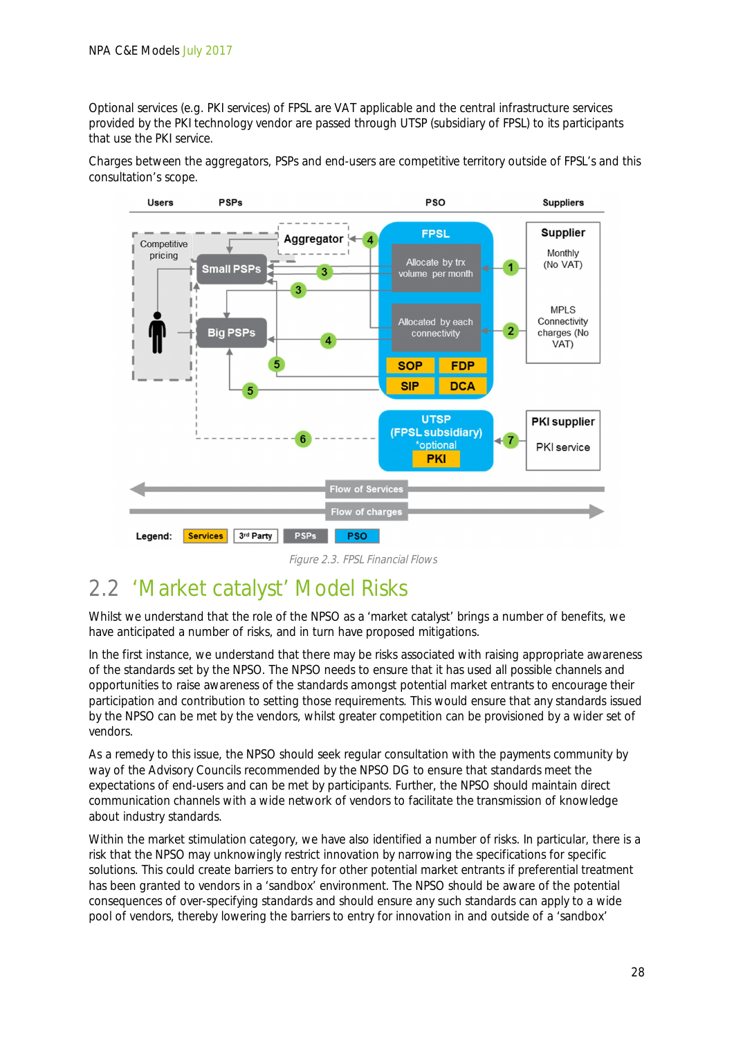Optional services (e.g. PKI services) of FPSL are VAT applicable and the central infrastructure services provided by the PKI technology vendor are passed through UTSP (subsidiary of FPSL) to its participants that use the PKI service.

Charges between the aggregators, PSPs and end-users are competitive territory outside of FPSL's and this consultation's scope.

*Figure 2.3. FPSL Financial Flows*

## 2.2 'Market catalyst' Model Risks

Whilst we understand that the role of the NPSO as a 'market catalyst' brings a number of benefits, we have anticipated a number of risks, and in turn have proposed mitigations.

In the first instance, we understand that there may be risks associated with raising appropriate awareness of the standards set by the NPSO. The NPSO needs to ensure that it has used all possible channels and opportunities to raise awareness of the standards amongst potential market entrants to encourage their participation and contribution to setting those requirements. This would ensure that any standards issued by the NPSO can be met by the vendors, whilst greater competition can be provisioned by a wider set of vendors.

As a remedy to this issue, the NPSO should seek regular consultation with the payments community by way of the Advisory Councils recommended by the NPSO DG to ensure that standards meet the expectations of end-users and can be met by participants. Further, the NPSO should maintain direct communication channels with a wide network of vendors to facilitate the transmission of knowledge about industry standards.

Within the market stimulation category, we have also identified a number of risks. In particular, there is a risk that the NPSO may unknowingly restrict innovation by narrowing the specifications for specific solutions. This could create barriers to entry for other potential market entrants if preferential treatment has been granted to vendors in a 'sandbox' environment. The NPSO should be aware of the potential consequences of over-specifying standards and should ensure any such standards can apply to a wide pool of vendors, thereby lowering the barriers to entry for innovation in and outside of a 'sandbox'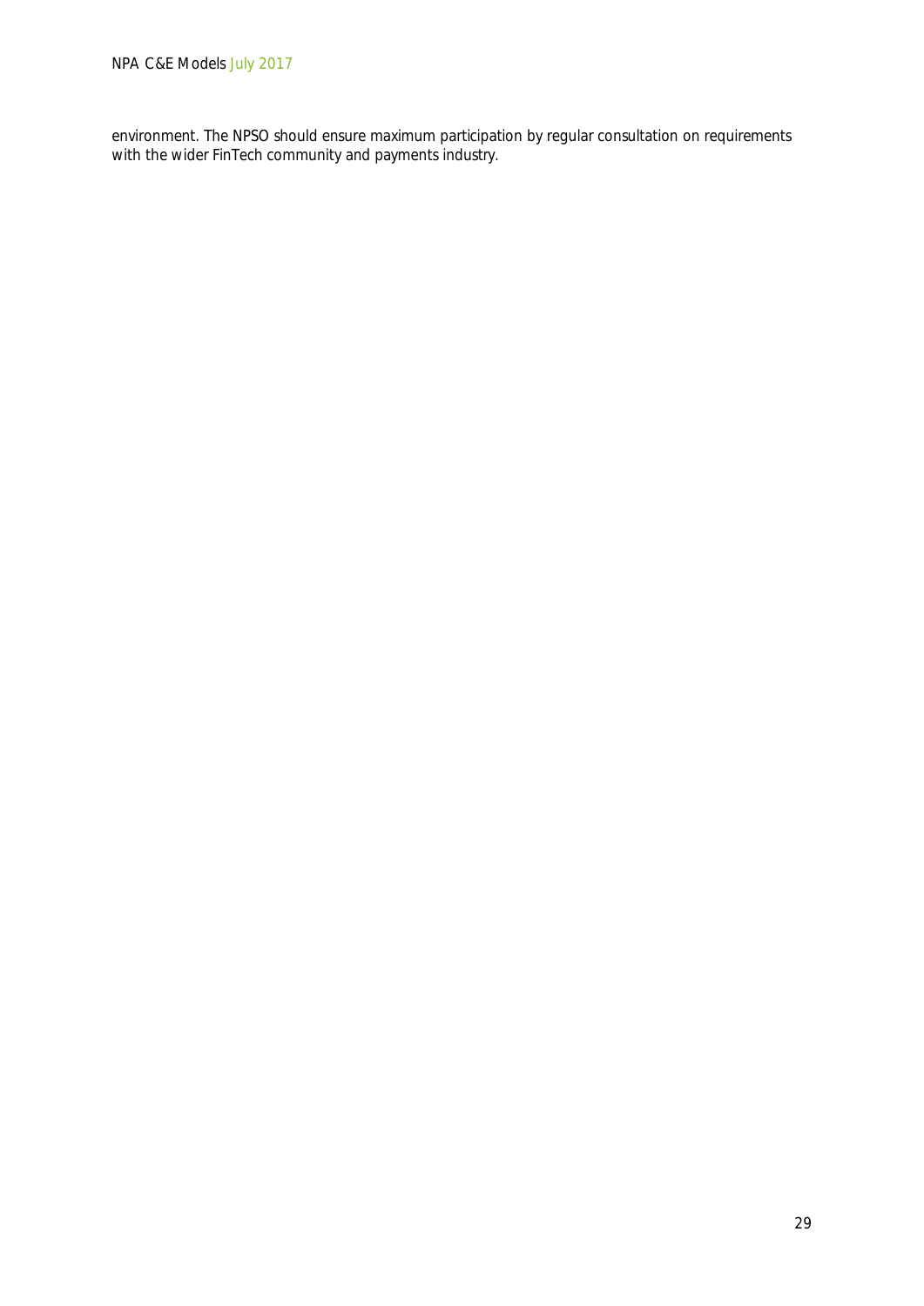environment. The NPSO should ensure maximum participation by regular consultation on requirements with the wider FinTech community and payments industry.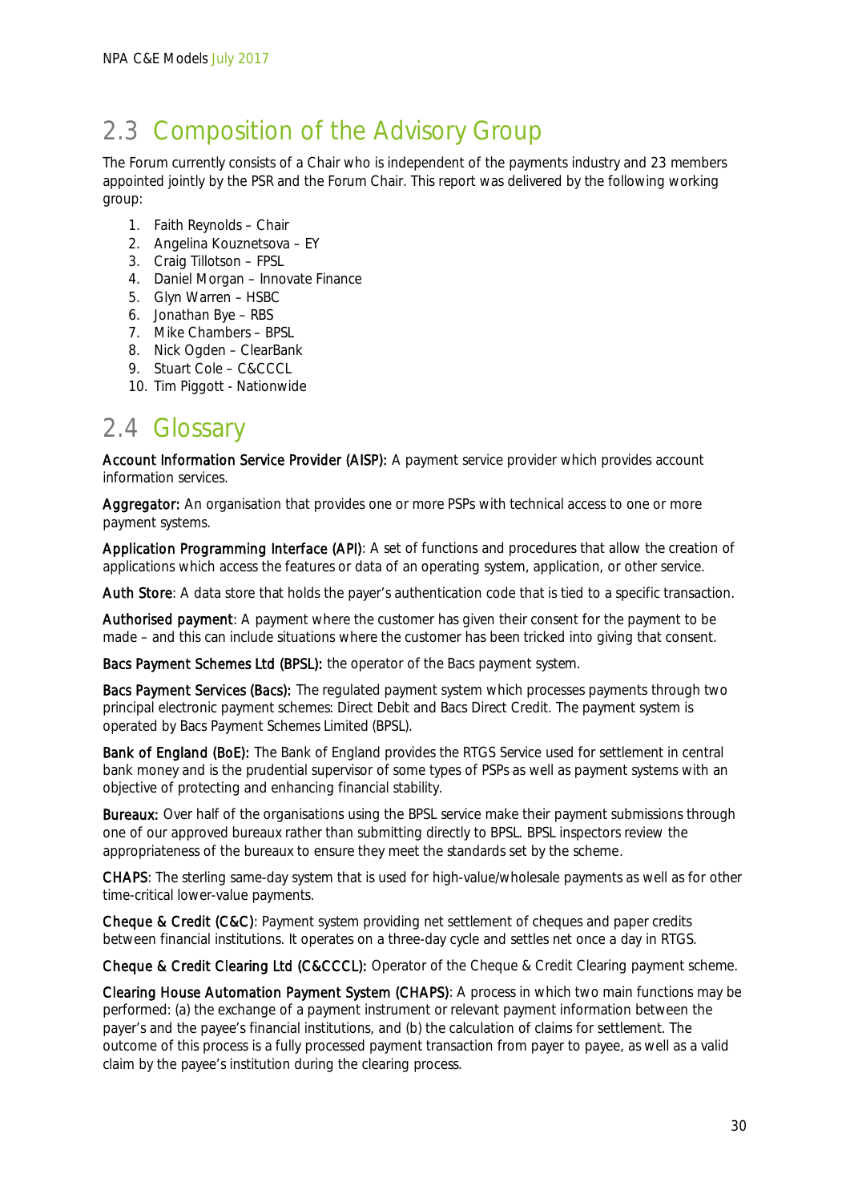## 2.3 Composition of the Advisory Group

The Forum currently consists of a Chair who is independent of the payments industry and 23 members appointed jointly by the PSR and the Forum Chair. This report was delivered by the following working group:

1. Faith Reynolds – Chair
2. Angelina Kouznetsova – EY
3. Craig Tillotson – FPSL
4. Daniel Morgan – Innovate Finance
5. Glyn Warren – HSBC
6. Jonathan Bye – RBS
7. Mike Chambers – BPSL
8. Nick Ogden – ClearBank
9. Stuart Cole – C&CCCL
10. Tim Piggott - Nationwide

## 2.4 Glossary

**Account Information Service Provider (AISP):** A payment service provider which provides account information services.

**Aggregator:** An organisation that provides one or more PSPs with technical access to one or more payment systems.

**Application Programming Interface (API)**: A set of functions and procedures that allow the creation of applications which access the features or data of an operating system, application, or other service.

**Auth Store**: A data store that holds the payer's authentication code that is tied to a specific transaction.

**Authorised payment**: A payment where the customer has given their consent for the payment to be made – and this can include situations where the customer has been tricked into giving that consent.

**Bacs Payment Schemes Ltd (BPSL):** the operator of the Bacs payment system.

**Bacs Payment Services (Bacs):** The regulated payment system which processes payments through two principal electronic payment schemes: Direct Debit and Bacs Direct Credit. The payment system is operated by Bacs Payment Schemes Limited (BPSL).

**Bank of England (BoE):** The Bank of England provides the RTGS Service used for settlement in central bank money and is the prudential supervisor of some types of PSPs as well as payment systems with an objective of protecting and enhancing financial stability.

**Bureaux:** Over half of the organisations using the BPSL service make their payment submissions through one of our approved bureaux rather than submitting directly to BPSL. BPSL inspectors review the appropriateness of the bureaux to ensure they meet the standards set by the scheme.

**CHAPS**: The sterling same-day system that is used for high-value/wholesale payments as well as for other time-critical lower-value payments.

**Cheque & Credit (C&C)**: Payment system providing net settlement of cheques and paper credits between financial institutions. It operates on a three-day cycle and settles net once a day in RTGS.

**Cheque & Credit Clearing Ltd (C&CCCL):** Operator of the Cheque & Credit Clearing payment scheme.

**Clearing House Automation Payment System (CHAPS)**: A process in which two main functions may be performed: (a) the exchange of a payment instrument or relevant payment information between the payer's and the payee's financial institutions, and (b) the calculation of claims for settlement. The outcome of this process is a fully processed payment transaction from payer to payee, as well as a valid claim by the payee's institution during the clearing process.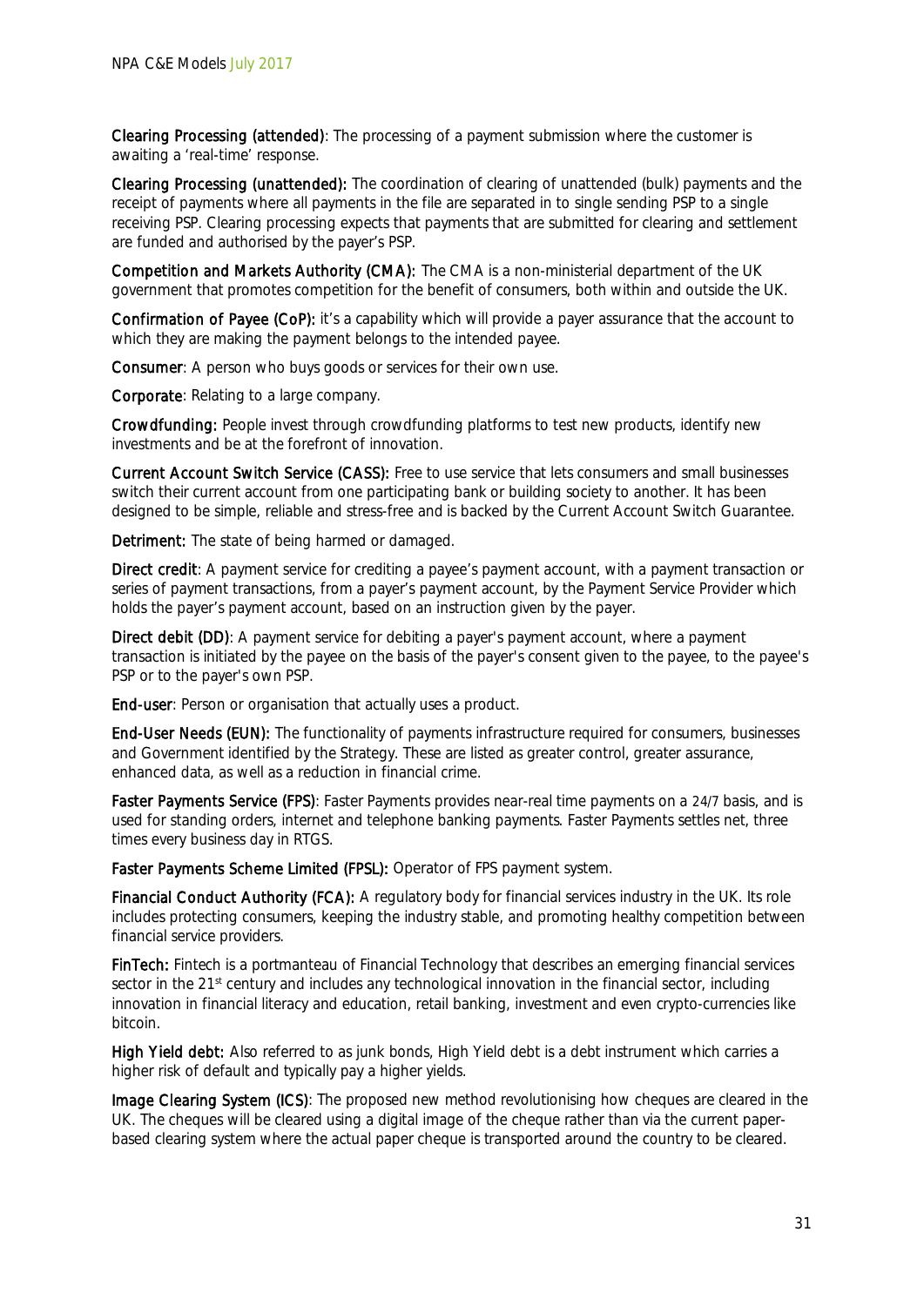**Clearing Processing (attended)**: The processing of a payment submission where the customer is awaiting a 'real-time' response.

**Clearing Processing (unattended):** The coordination of clearing of unattended (bulk) payments and the receipt of payments where all payments in the file are separated in to single sending PSP to a single receiving PSP. Clearing processing expects that payments that are submitted for clearing and settlement are funded and authorised by the payer's PSP.

**Competition and Markets Authority (CMA):** The CMA is a non-ministerial department of the UK government that promotes competition for the benefit of consumers, both within and outside the UK.

**Confirmation of Payee (CoP):** it's a capability which will provide a payer assurance that the account to which they are making the payment belongs to the intended payee.

**Consumer**: A person who buys goods or services for their own use.

**Corporate**: Relating to a large company.

**Crowdfunding:** People invest through crowdfunding platforms to test new products, identify new investments and be at the forefront of innovation.

**Current Account Switch Service (CASS):** Free to use service that lets consumers and small businesses switch their current account from one participating bank or building society to another. It has been designed to be simple, reliable and stress-free and is backed by the Current Account Switch Guarantee.

**Detriment:** The state of being harmed or damaged.

**Direct credit**: A payment service for crediting a payee's payment account, with a payment transaction or series of payment transactions, from a payer's payment account, by the Payment Service Provider which holds the payer's payment account, based on an instruction given by the payer.

**Direct debit (DD)**: A payment service for debiting a payer's payment account, where a payment transaction is initiated by the payee on the basis of the payer's consent given to the payee, to the payee's PSP or to the payer's own PSP.

**End-user**: Person or organisation that actually uses a product.

**End-User Needs (EUN):** The functionality of payments infrastructure required for consumers, businesses and Government identified by the Strategy. These are listed as greater control, greater assurance, enhanced data, as well as a reduction in financial crime.

**Faster Payments Service (FPS)**: Faster Payments provides near-real time payments on a 24/7 basis, and is used for standing orders, internet and telephone banking payments. Faster Payments settles net, three times every business day in RTGS.

**Faster Payments Scheme Limited (FPSL):** Operator of FPS payment system.

**Financial Conduct Authority (FCA):** A regulatory body for financial services industry in the UK. Its role includes protecting consumers, keeping the industry stable, and promoting healthy competition between financial service providers.

**FinTech:** Fintech is a portmanteau of Financial Technology that describes an emerging financial services sector in the 21st century and includes any technological innovation in the financial sector, including innovation in financial literacy and education, retail banking, investment and even crypto-currencies like bitcoin.

**High Yield debt:** Also referred to as junk bonds, High Yield debt is a debt instrument which carries a higher risk of default and typically pay a higher yields.

**Image Clearing System (ICS)**: The proposed new method revolutionising how cheques are cleared in the UK. The cheques will be cleared using a digital image of the cheque rather than via the current paper-based clearing system where the actual paper cheque is transported around the country to be cleared.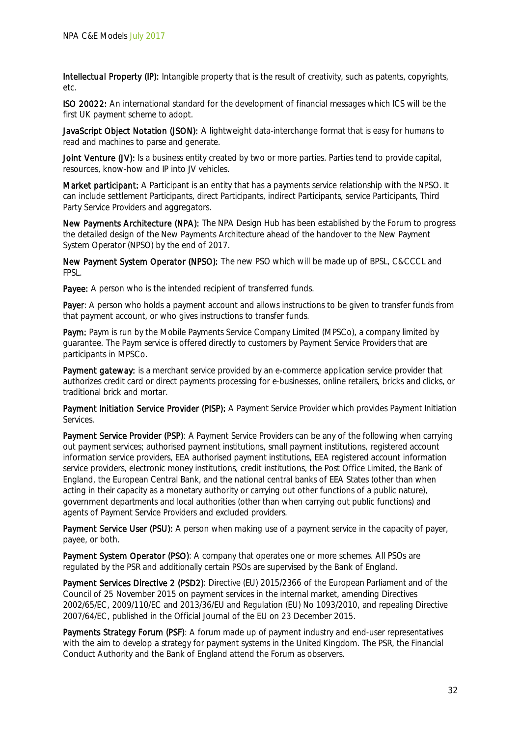**Intellectual Property (IP):** Intangible property that is the result of creativity, such as patents, copyrights, etc.

**ISO 20022:** An international standard for the development of financial messages which ICS will be the first UK payment scheme to adopt.

**JavaScript Object Notation (JSON):** A lightweight data-interchange format that is easy for humans to read and machines to parse and generate.

**Joint Venture (JV):** Is a business entity created by two or more parties. Parties tend to provide capital, resources, know-how and IP into JV vehicles.

**Market participant:** A Participant is an entity that has a payments service relationship with the NPSO. It can include settlement Participants, direct Participants, indirect Participants, service Participants, Third Party Service Providers and aggregators.

**New Payments Architecture (NPA):** The NPA Design Hub has been established by the Forum to progress the detailed design of the New Payments Architecture ahead of the handover to the New Payment System Operator (NPSO) by the end of 2017.

**New Payment System Operator (NPSO):** The new PSO which will be made up of BPSL, C&CCCL and FPSL.

**Payee:** A person who is the intended recipient of transferred funds.

**Payer**: A person who holds a payment account and allows instructions to be given to transfer funds from that payment account, or who gives instructions to transfer funds.

**Paym:** Paym is run by the Mobile Payments Service Company Limited (MPSCo), a company limited by guarantee. The Paym service is offered directly to customers by Payment Service Providers that are participants in MPSCo.

**Payment gateway:** is a merchant service provided by an e-commerce application service provider that authorizes credit card or direct payments processing for e-businesses, online retailers, bricks and clicks, or traditional brick and mortar.

**Payment Initiation Service Provider (PISP):** A Payment Service Provider which provides Payment Initiation Services.

**Payment Service Provider (PSP)**: A Payment Service Providers can be any of the following when carrying out payment services; authorised payment institutions, small payment institutions, registered account information service providers, EEA authorised payment institutions, EEA registered account information service providers, electronic money institutions, credit institutions, the Post Office Limited, the Bank of England, the European Central Bank, and the national central banks of EEA States (other than when acting in their capacity as a monetary authority or carrying out other functions of a public nature), government departments and local authorities (other than when carrying out public functions) and agents of Payment Service Providers and excluded providers.

**Payment Service User (PSU):** A person when making use of a payment service in the capacity of payer, payee, or both.

**Payment System Operator (PSO)**: A company that operates one or more schemes. All PSOs are regulated by the PSR and additionally certain PSOs are supervised by the Bank of England.

**Payment Services Directive 2 (PSD2)**: Directive (EU) 2015/2366 of the European Parliament and of the Council of 25 November 2015 on payment services in the internal market, amending Directives 2002/65/EC, 2009/110/EC and 2013/36/EU and Regulation (EU) No 1093/2010, and repealing Directive 2007/64/EC, published in the Official Journal of the EU on 23 December 2015.

**Payments Strategy Forum (PSF)**: A forum made up of payment industry and end-user representatives with the aim to develop a strategy for payment systems in the United Kingdom. The PSR, the Financial Conduct Authority and the Bank of England attend the Forum as observers.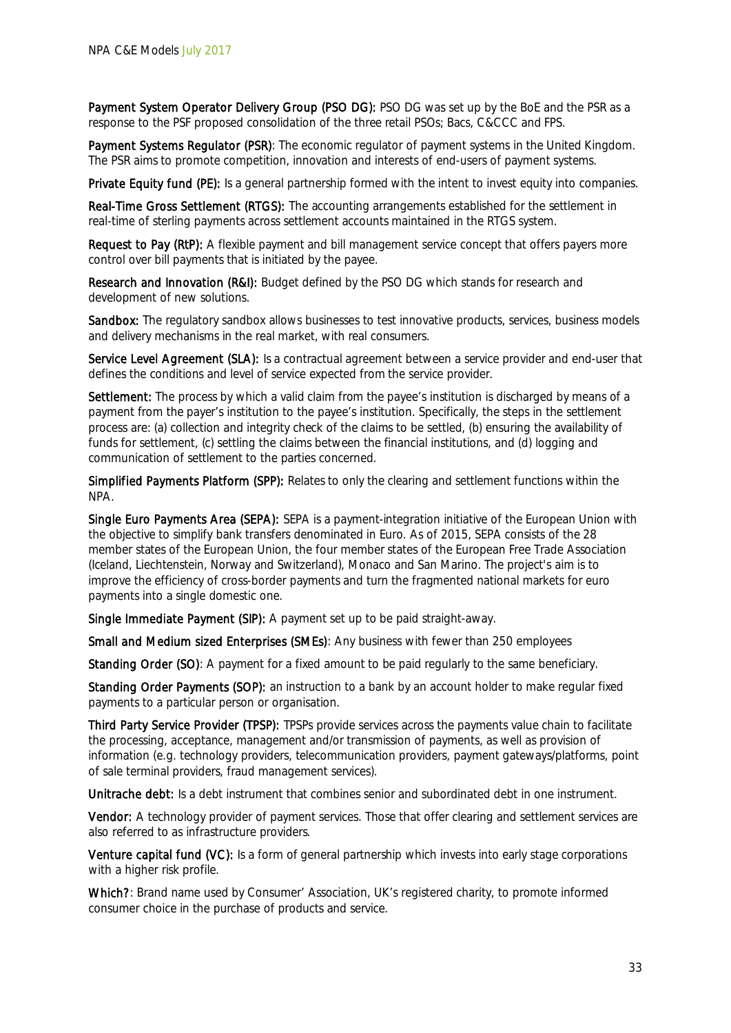**Payment System Operator Delivery Group (PSO DG):** PSO DG was set up by the BoE and the PSR as a response to the PSF proposed consolidation of the three retail PSOs; Bacs, C&CCC and FPS.

**Payment Systems Regulator (PSR)**: The economic regulator of payment systems in the United Kingdom. The PSR aims to promote competition, innovation and interests of end-users of payment systems.

**Private Equity fund (PE):** Is a general partnership formed with the intent to invest equity into companies.

**Real-Time Gross Settlement (RTGS):** The accounting arrangements established for the settlement in real-time of sterling payments across settlement accounts maintained in the RTGS system.

**Request to Pay (RtP):** A flexible payment and bill management service concept that offers payers more control over bill payments that is initiated by the payee.

**Research and Innovation (R&I):** Budget defined by the PSO DG which stands for research and development of new solutions.

**Sandbox:** The regulatory sandbox allows businesses to test innovative products, services, business models and delivery mechanisms in the real market, with real consumers.

**Service Level Agreement (SLA):** Is a contractual agreement between a service provider and end-user that defines the conditions and level of service expected from the service provider.

**Settlement:** The process by which a valid claim from the payee's institution is discharged by means of a payment from the payer's institution to the payee's institution. Specifically, the steps in the settlement process are: (a) collection and integrity check of the claims to be settled, (b) ensuring the availability of funds for settlement, (c) settling the claims between the financial institutions, and (d) logging and communication of settlement to the parties concerned.

**Simplified Payments Platform (SPP):** Relates to only the clearing and settlement functions within the NPA.

**Single Euro Payments Area (SEPA):** SEPA is a payment-integration initiative of the European Union with the objective to simplify bank transfers denominated in Euro. As of 2015, SEPA consists of the 28 member states of the European Union, the four member states of the European Free Trade Association (Iceland, Liechtenstein, Norway and Switzerland), Monaco and San Marino. The project's aim is to improve the efficiency of cross-border payments and turn the fragmented national markets for euro payments into a single domestic one.

**Single Immediate Payment (SIP):** A payment set up to be paid straight-away.

**Small and Medium sized Enterprises (SMEs)**: Any business with fewer than 250 employees

**Standing Order (SO)**: A payment for a fixed amount to be paid regularly to the same beneficiary.

**Standing Order Payments (SOP):** an instruction to a bank by an account holder to make regular fixed payments to a particular person or organisation.

**Third Party Service Provider (TPSP):** TPSPs provide services across the payments value chain to facilitate the processing, acceptance, management and/or transmission of payments, as well as provision of information (e.g. technology providers, telecommunication providers, payment gateways/platforms, point of sale terminal providers, fraud management services).

**Unitrache debt:** Is a debt instrument that combines senior and subordinated debt in one instrument.

**Vendor:** A technology provider of payment services. Those that offer clearing and settlement services are also referred to as infrastructure providers.

**Venture capital fund (VC):** Is a form of general partnership which invests into early stage corporations with a higher risk profile.

**Which?**: Brand name used by Consumer' Association, UK's registered charity, to promote informed consumer choice in the purchase of products and service.